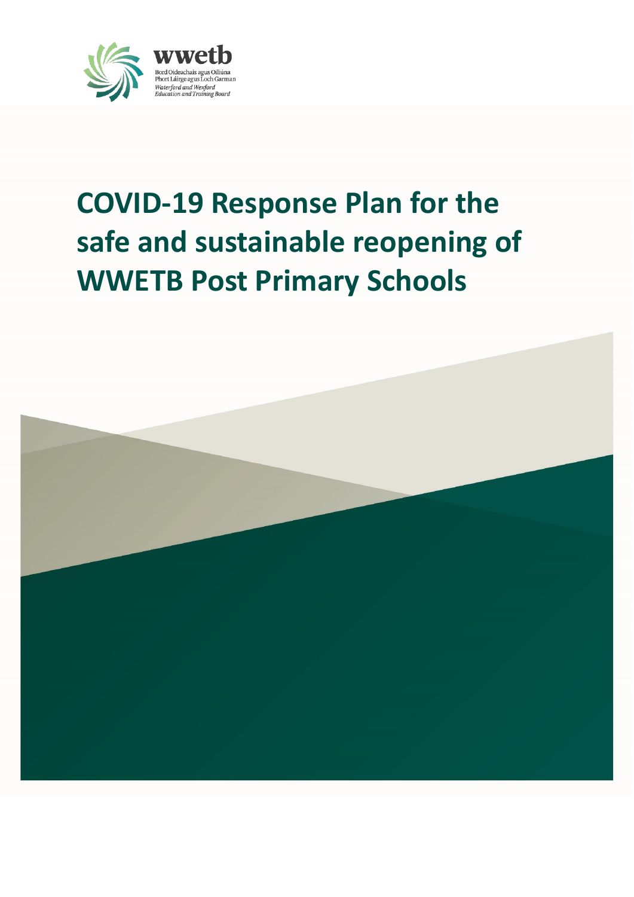wwetb

Bord Oideachais agus Oiliúna
Phort Láirge agus Loch Garman
*Waterford and Wexford*
*Education and Training Board*

# COVID-19 Response Plan for the safe and sustainable reopening of WWETB Post Primary Schools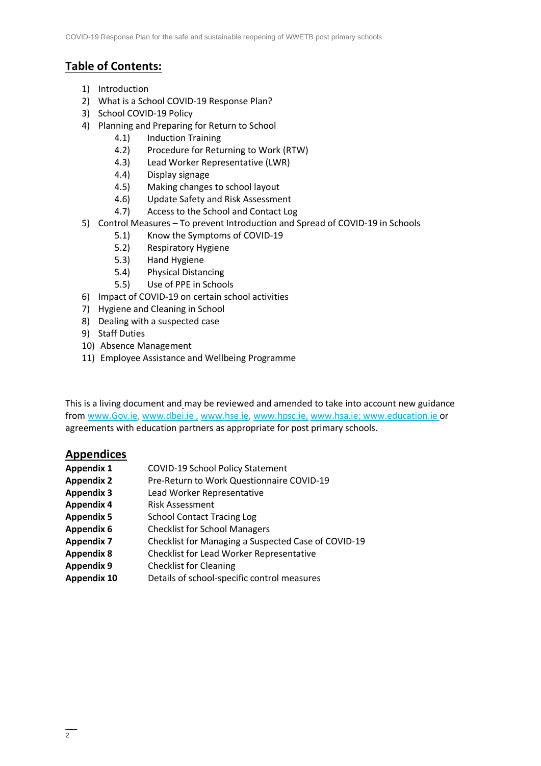## Table of Contents:

1) Introduction
2) What is a School COVID-19 Response Plan?
3) School COVID-19 Policy
4) Planning and Preparing for Return to School
    - 4.1) Induction Training
    - 4.2) Procedure for Returning to Work (RTW)
    - 4.3) Lead Worker Representative (LWR)
    - 4.4) Display signage
    - 4.5) Making changes to school layout
    - 4.6) Update Safety and Risk Assessment
    - 4.7) Access to the School and Contact Log
5) Control Measures – To prevent Introduction and Spread of COVID-19 in Schools
    - 5.1) Know the Symptoms of COVID-19
    - 5.2) Respiratory Hygiene
    - 5.3) Hand Hygiene
    - 5.4) Physical Distancing
    - 5.5) Use of PPE in Schools
6) Impact of COVID-19 on certain school activities
7) Hygiene and Cleaning in School
8) Dealing with a suspected case
9) Staff Duties
10) Absence Management
11) Employee Assistance and Wellbeing Programme

This is a living document and may be reviewed and amended to take into account new guidance from www.Gov.ie, www.dbei.ie , www.hse.ie, www.hpsc.ie, www.hsa.ie; www.education.ie or agreements with education partners as appropriate for post primary schools.

## Appendices

| | |
|---|---|
| **Appendix 1** | COVID-19 School Policy Statement |
| **Appendix 2** | Pre-Return to Work Questionnaire COVID-19 |
| **Appendix 3** | Lead Worker Representative |
| **Appendix 4** | Risk Assessment |
| **Appendix 5** | School Contact Tracing Log |
| **Appendix 6** | Checklist for School Managers |
| **Appendix 7** | Checklist for Managing a Suspected Case of COVID-19 |
| **Appendix 8** | Checklist for Lead Worker Representative |
| **Appendix 9** | Checklist for Cleaning |
| **Appendix 10** | Details of school-specific control measures |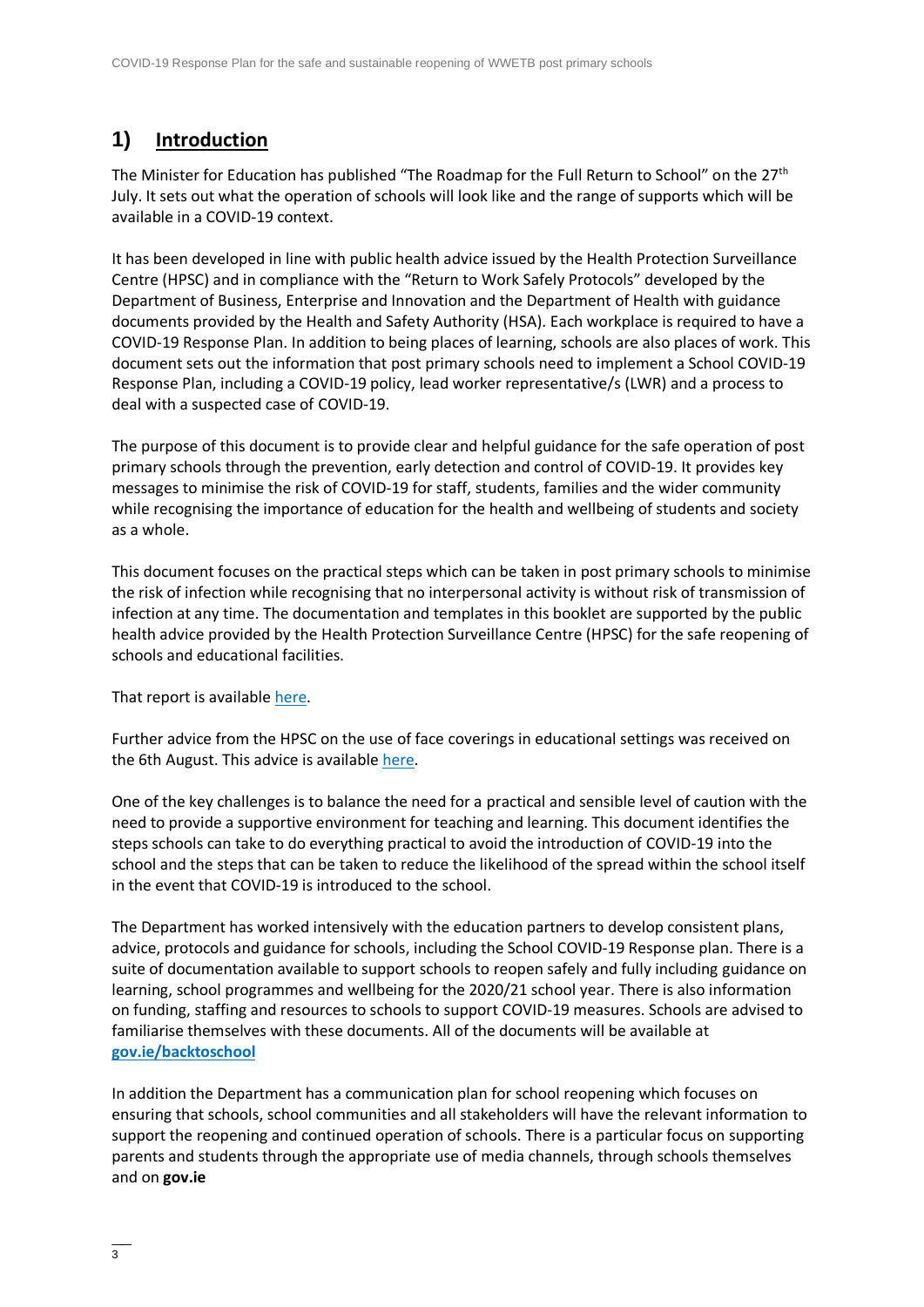## 1) Introduction

The Minister for Education has published "The Roadmap for the Full Return to School" on the 27th July. It sets out what the operation of schools will look like and the range of supports which will be available in a COVID-19 context.

It has been developed in line with public health advice issued by the Health Protection Surveillance Centre (HPSC) and in compliance with the "Return to Work Safely Protocols" developed by the Department of Business, Enterprise and Innovation and the Department of Health with guidance documents provided by the Health and Safety Authority (HSA). Each workplace is required to have a COVID-19 Response Plan. In addition to being places of learning, schools are also places of work. This document sets out the information that post primary schools need to implement a School COVID-19 Response Plan, including a COVID-19 policy, lead worker representative/s (LWR) and a process to deal with a suspected case of COVID-19.

The purpose of this document is to provide clear and helpful guidance for the safe operation of post primary schools through the prevention, early detection and control of COVID-19. It provides key messages to minimise the risk of COVID-19 for staff, students, families and the wider community while recognising the importance of education for the health and wellbeing of students and society as a whole.

This document focuses on the practical steps which can be taken in post primary schools to minimise the risk of infection while recognising that no interpersonal activity is without risk of transmission of infection at any time. The documentation and templates in this booklet are supported by the public health advice provided by the Health Protection Surveillance Centre (HPSC) for the safe reopening of schools and educational facilities.

That report is available here.

Further advice from the HPSC on the use of face coverings in educational settings was received on the 6th August. This advice is available here.

One of the key challenges is to balance the need for a practical and sensible level of caution with the need to provide a supportive environment for teaching and learning. This document identifies the steps schools can take to do everything practical to avoid the introduction of COVID-19 into the school and the steps that can be taken to reduce the likelihood of the spread within the school itself in the event that COVID-19 is introduced to the school.

The Department has worked intensively with the education partners to develop consistent plans, advice, protocols and guidance for schools, including the School COVID-19 Response plan. There is a suite of documentation available to support schools to reopen safely and fully including guidance on learning, school programmes and wellbeing for the 2020/21 school year. There is also information on funding, staffing and resources to schools to support COVID-19 measures. Schools are advised to familiarise themselves with these documents. All of the documents will be available at **gov.ie/backtoschool**

In addition the Department has a communication plan for school reopening which focuses on ensuring that schools, school communities and all stakeholders will have the relevant information to support the reopening and continued operation of schools. There is a particular focus on supporting parents and students through the appropriate use of media channels, through schools themselves and on **gov.ie**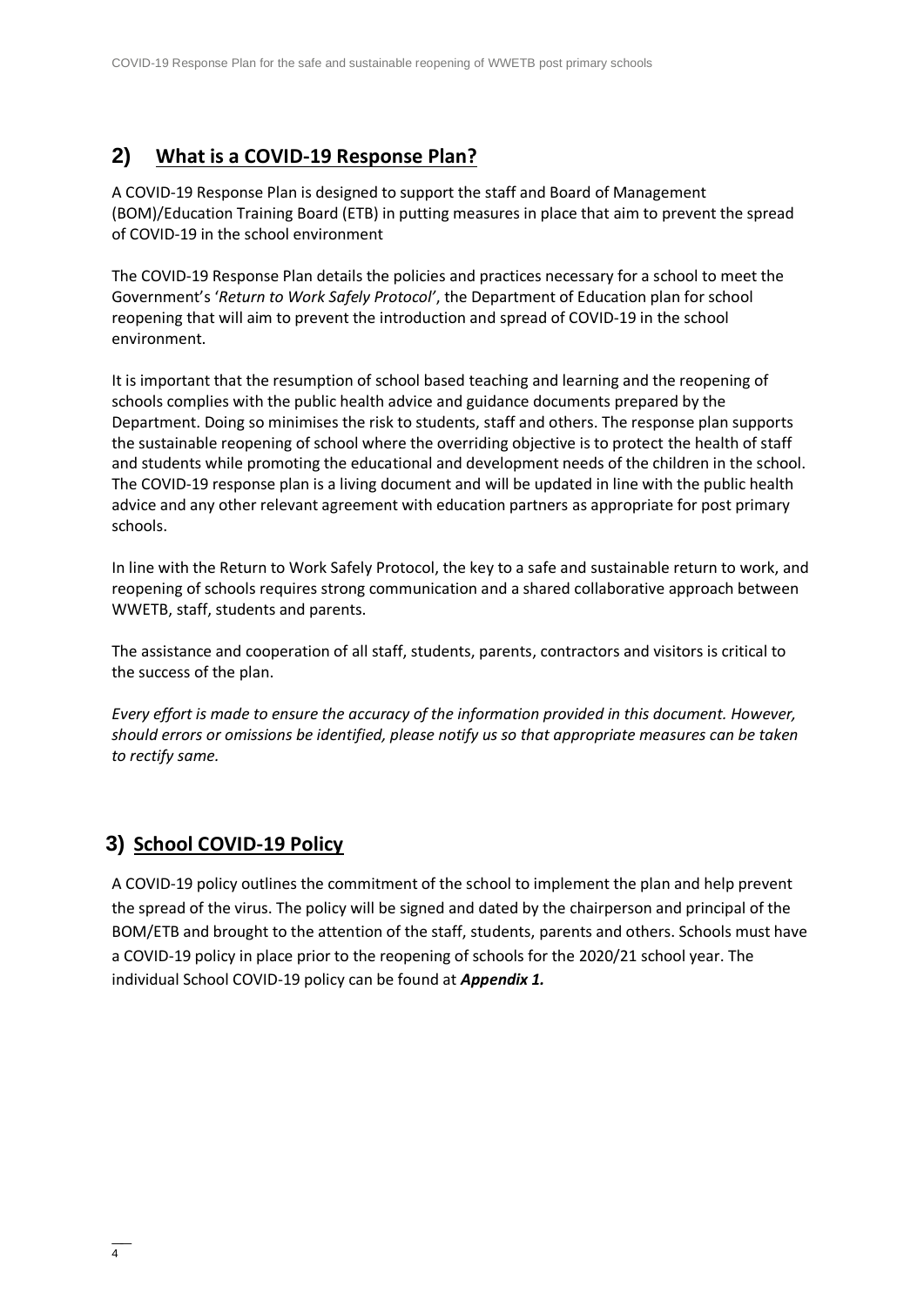## 2) What is a COVID-19 Response Plan?

A COVID-19 Response Plan is designed to support the staff and Board of Management (BOM)/Education Training Board (ETB) in putting measures in place that aim to prevent the spread of COVID-19 in the school environment

The COVID-19 Response Plan details the policies and practices necessary for a school to meet the Government's '*Return to Work Safely Protocol'*, the Department of Education plan for school reopening that will aim to prevent the introduction and spread of COVID-19 in the school environment.

It is important that the resumption of school based teaching and learning and the reopening of schools complies with the public health advice and guidance documents prepared by the Department. Doing so minimises the risk to students, staff and others. The response plan supports the sustainable reopening of school where the overriding objective is to protect the health of staff and students while promoting the educational and development needs of the children in the school. The COVID-19 response plan is a living document and will be updated in line with the public health advice and any other relevant agreement with education partners as appropriate for post primary schools.

In line with the Return to Work Safely Protocol, the key to a safe and sustainable return to work, and reopening of schools requires strong communication and a shared collaborative approach between WWETB, staff, students and parents.

The assistance and cooperation of all staff, students, parents, contractors and visitors is critical to the success of the plan.

*Every effort is made to ensure the accuracy of the information provided in this document. However, should errors or omissions be identified, please notify us so that appropriate measures can be taken to rectify same.*

## 3) School COVID-19 Policy

A COVID-19 policy outlines the commitment of the school to implement the plan and help prevent the spread of the virus. The policy will be signed and dated by the chairperson and principal of the BOM/ETB and brought to the attention of the staff, students, parents and others. Schools must have a COVID-19 policy in place prior to the reopening of schools for the 2020/21 school year. The individual School COVID-19 policy can be found at ***Appendix 1.***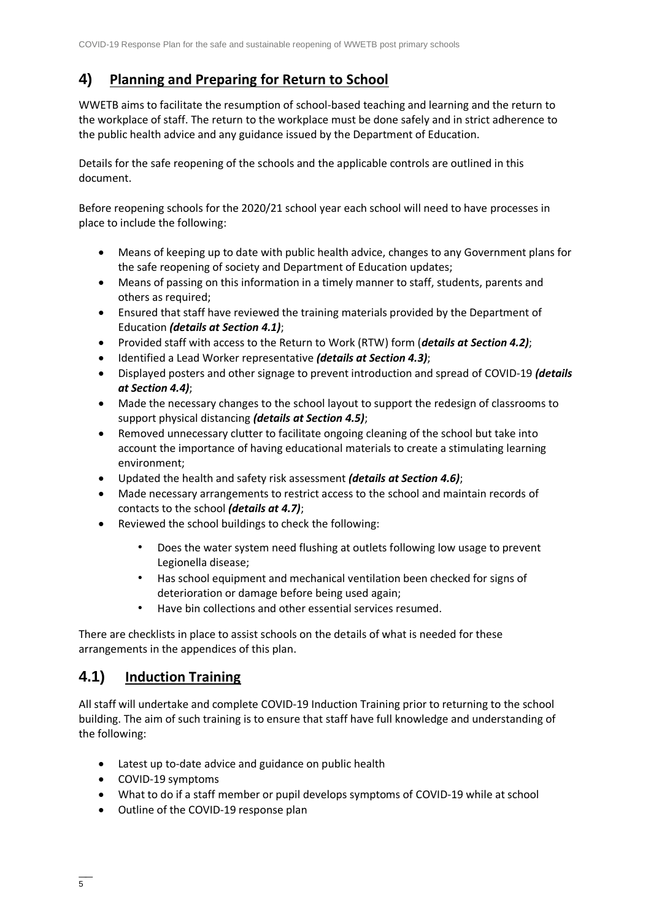## 4) Planning and Preparing for Return to School

WWETB aims to facilitate the resumption of school-based teaching and learning and the return to the workplace of staff. The return to the workplace must be done safely and in strict adherence to the public health advice and any guidance issued by the Department of Education.

Details for the safe reopening of the schools and the applicable controls are outlined in this document.

Before reopening schools for the 2020/21 school year each school will need to have processes in place to include the following:

- Means of keeping up to date with public health advice, changes to any Government plans for the safe reopening of society and Department of Education updates;
- Means of passing on this information in a timely manner to staff, students, parents and others as required;
- Ensured that staff have reviewed the training materials provided by the Department of Education ***(details at Section 4.1)***;
- Provided staff with access to the Return to Work (RTW) form (***details at Section 4.2)***;
- Identified a Lead Worker representative ***(details at Section 4.3)***;
- Displayed posters and other signage to prevent introduction and spread of COVID-19 ***(details at Section 4.4)***;
- Made the necessary changes to the school layout to support the redesign of classrooms to support physical distancing ***(details at Section 4.5)***;
- Removed unnecessary clutter to facilitate ongoing cleaning of the school but take into account the importance of having educational materials to create a stimulating learning environment;
- Updated the health and safety risk assessment ***(details at Section 4.6)***;
- Made necessary arrangements to restrict access to the school and maintain records of contacts to the school ***(details at 4.7)***;
- Reviewed the school buildings to check the following:
  - Does the water system need flushing at outlets following low usage to prevent Legionella disease;
  - Has school equipment and mechanical ventilation been checked for signs of deterioration or damage before being used again;
  - Have bin collections and other essential services resumed.

There are checklists in place to assist schools on the details of what is needed for these arrangements in the appendices of this plan.

## 4.1) Induction Training

All staff will undertake and complete COVID-19 Induction Training prior to returning to the school building. The aim of such training is to ensure that staff have full knowledge and understanding of the following:

- Latest up to-date advice and guidance on public health
- COVID-19 symptoms
- What to do if a staff member or pupil develops symptoms of COVID-19 while at school
- Outline of the COVID-19 response plan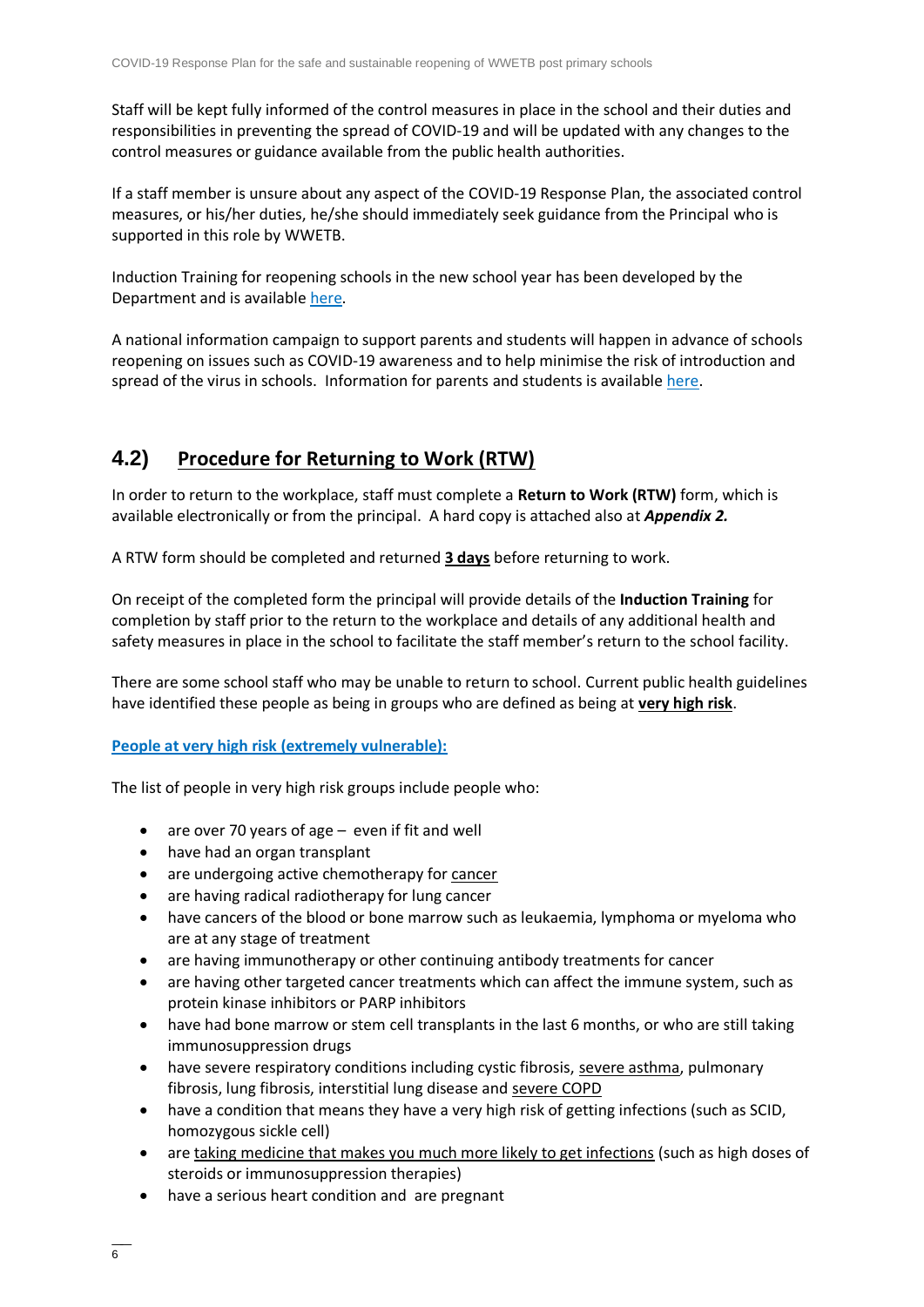Staff will be kept fully informed of the control measures in place in the school and their duties and responsibilities in preventing the spread of COVID-19 and will be updated with any changes to the control measures or guidance available from the public health authorities.

If a staff member is unsure about any aspect of the COVID-19 Response Plan, the associated control measures, or his/her duties, he/she should immediately seek guidance from the Principal who is supported in this role by WWETB.

Induction Training for reopening schools in the new school year has been developed by the Department and is available here.

A national information campaign to support parents and students will happen in advance of schools reopening on issues such as COVID-19 awareness and to help minimise the risk of introduction and spread of the virus in schools. Information for parents and students is available here.

## 4.2) Procedure for Returning to Work (RTW)

In order to return to the workplace, staff must complete a **Return to Work (RTW)** form, which is available electronically or from the principal. A hard copy is attached also at ***Appendix 2.***

A RTW form should be completed and returned **3 days** before returning to work.

On receipt of the completed form the principal will provide details of the **Induction Training** for completion by staff prior to the return to the workplace and details of any additional health and safety measures in place in the school to facilitate the staff member's return to the school facility.

There are some school staff who may be unable to return to school. Current public health guidelines have identified these people as being in groups who are defined as being at **very high risk**.

**People at very high risk (extremely vulnerable):**

The list of people in very high risk groups include people who:

- are over 70 years of age – even if fit and well
- have had an organ transplant
- are undergoing active chemotherapy for cancer
- are having radical radiotherapy for lung cancer
- have cancers of the blood or bone marrow such as leukaemia, lymphoma or myeloma who are at any stage of treatment
- are having immunotherapy or other continuing antibody treatments for cancer
- are having other targeted cancer treatments which can affect the immune system, such as protein kinase inhibitors or PARP inhibitors
- have had bone marrow or stem cell transplants in the last 6 months, or who are still taking immunosuppression drugs
- have severe respiratory conditions including cystic fibrosis, severe asthma, pulmonary fibrosis, lung fibrosis, interstitial lung disease and severe COPD
- have a condition that means they have a very high risk of getting infections (such as SCID, homozygous sickle cell)
- are taking medicine that makes you much more likely to get infections (such as high doses of steroids or immunosuppression therapies)
- have a serious heart condition and are pregnant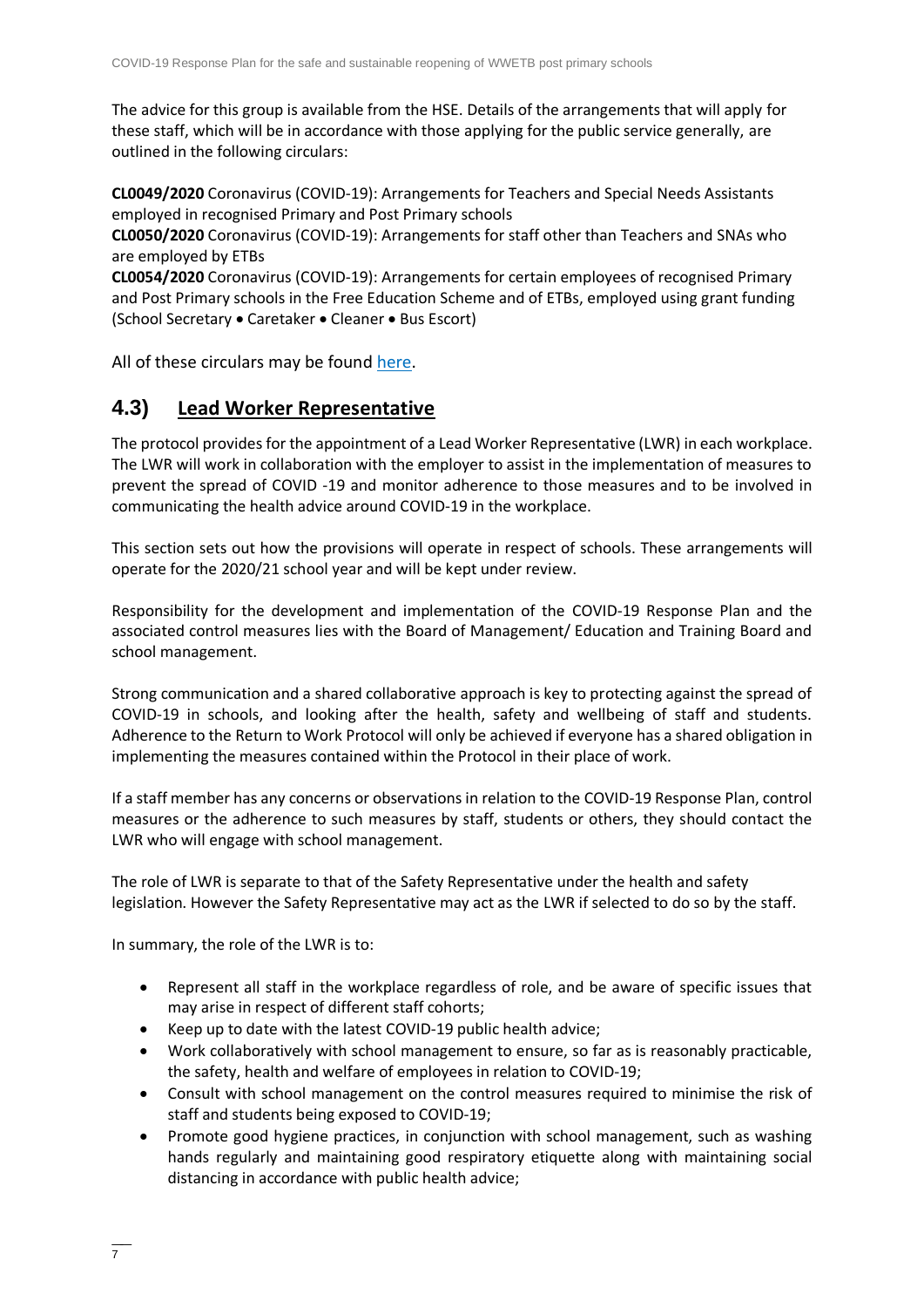The advice for this group is available from the HSE. Details of the arrangements that will apply for these staff, which will be in accordance with those applying for the public service generally, are outlined in the following circulars:

**CL0049/2020** Coronavirus (COVID-19): Arrangements for Teachers and Special Needs Assistants employed in recognised Primary and Post Primary schools

**CL0050/2020** Coronavirus (COVID-19): Arrangements for staff other than Teachers and SNAs who are employed by ETBs

**CL0054/2020** Coronavirus (COVID-19): Arrangements for certain employees of recognised Primary and Post Primary schools in the Free Education Scheme and of ETBs, employed using grant funding (School Secretary • Caretaker • Cleaner • Bus Escort)

All of these circulars may be found [here](#).

## 4.3) Lead Worker Representative

The protocol provides for the appointment of a Lead Worker Representative (LWR) in each workplace. The LWR will work in collaboration with the employer to assist in the implementation of measures to prevent the spread of COVID -19 and monitor adherence to those measures and to be involved in communicating the health advice around COVID-19 in the workplace.

This section sets out how the provisions will operate in respect of schools. These arrangements will operate for the 2020/21 school year and will be kept under review.

Responsibility for the development and implementation of the COVID-19 Response Plan and the associated control measures lies with the Board of Management/ Education and Training Board and school management.

Strong communication and a shared collaborative approach is key to protecting against the spread of COVID-19 in schools, and looking after the health, safety and wellbeing of staff and students. Adherence to the Return to Work Protocol will only be achieved if everyone has a shared obligation in implementing the measures contained within the Protocol in their place of work.

If a staff member has any concerns or observations in relation to the COVID-19 Response Plan, control measures or the adherence to such measures by staff, students or others, they should contact the LWR who will engage with school management.

The role of LWR is separate to that of the Safety Representative under the health and safety legislation. However the Safety Representative may act as the LWR if selected to do so by the staff.

In summary, the role of the LWR is to:

- Represent all staff in the workplace regardless of role, and be aware of specific issues that may arise in respect of different staff cohorts;
- Keep up to date with the latest COVID-19 public health advice;
- Work collaboratively with school management to ensure, so far as is reasonably practicable, the safety, health and welfare of employees in relation to COVID-19;
- Consult with school management on the control measures required to minimise the risk of staff and students being exposed to COVID-19;
- Promote good hygiene practices, in conjunction with school management, such as washing hands regularly and maintaining good respiratory etiquette along with maintaining social distancing in accordance with public health advice;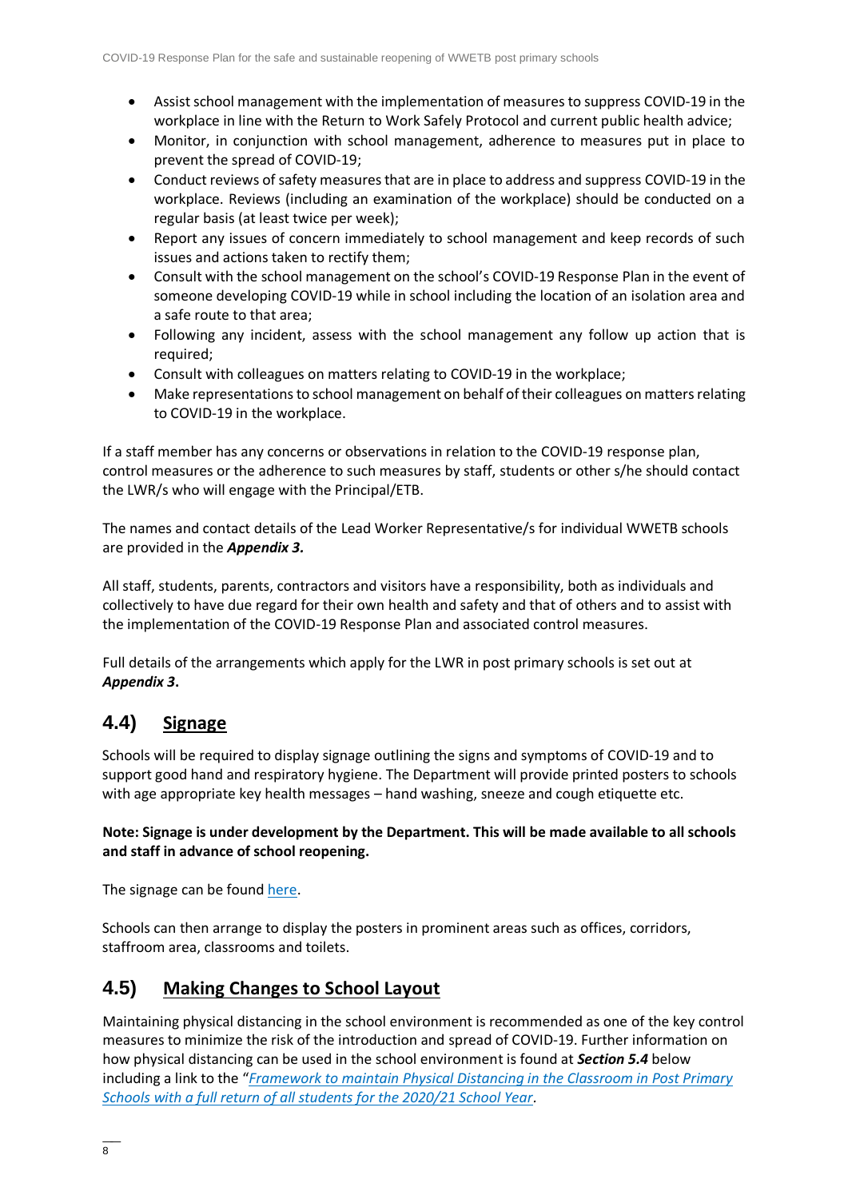- Assist school management with the implementation of measures to suppress COVID-19 in the workplace in line with the Return to Work Safely Protocol and current public health advice;
- Monitor, in conjunction with school management, adherence to measures put in place to prevent the spread of COVID-19;
- Conduct reviews of safety measures that are in place to address and suppress COVID-19 in the workplace. Reviews (including an examination of the workplace) should be conducted on a regular basis (at least twice per week);
- Report any issues of concern immediately to school management and keep records of such issues and actions taken to rectify them;
- Consult with the school management on the school's COVID-19 Response Plan in the event of someone developing COVID-19 while in school including the location of an isolation area and a safe route to that area;
- Following any incident, assess with the school management any follow up action that is required;
- Consult with colleagues on matters relating to COVID-19 in the workplace;
- Make representations to school management on behalf of their colleagues on matters relating to COVID-19 in the workplace.

If a staff member has any concerns or observations in relation to the COVID-19 response plan, control measures or the adherence to such measures by staff, students or other s/he should contact the LWR/s who will engage with the Principal/ETB.

The names and contact details of the Lead Worker Representative/s for individual WWETB schools are provided in the ***Appendix 3.***

All staff, students, parents, contractors and visitors have a responsibility, both as individuals and collectively to have due regard for their own health and safety and that of others and to assist with the implementation of the COVID-19 Response Plan and associated control measures.

Full details of the arrangements which apply for the LWR in post primary schools is set out at ***Appendix 3***.

## 4.4) Signage

Schools will be required to display signage outlining the signs and symptoms of COVID-19 and to support good hand and respiratory hygiene. The Department will provide printed posters to schools with age appropriate key health messages – hand washing, sneeze and cough etiquette etc.

**Note: Signage is under development by the Department. This will be made available to all schools and staff in advance of school reopening.**

The signage can be found here.

Schools can then arrange to display the posters in prominent areas such as offices, corridors, staffroom area, classrooms and toilets.

## 4.5) Making Changes to School Layout

Maintaining physical distancing in the school environment is recommended as one of the key control measures to minimize the risk of the introduction and spread of COVID-19. Further information on how physical distancing can be used in the school environment is found at ***Section 5.4*** below including a link to the "*Framework to maintain Physical Distancing in the Classroom in Post Primary Schools with a full return of all students for the 2020/21 School Year*.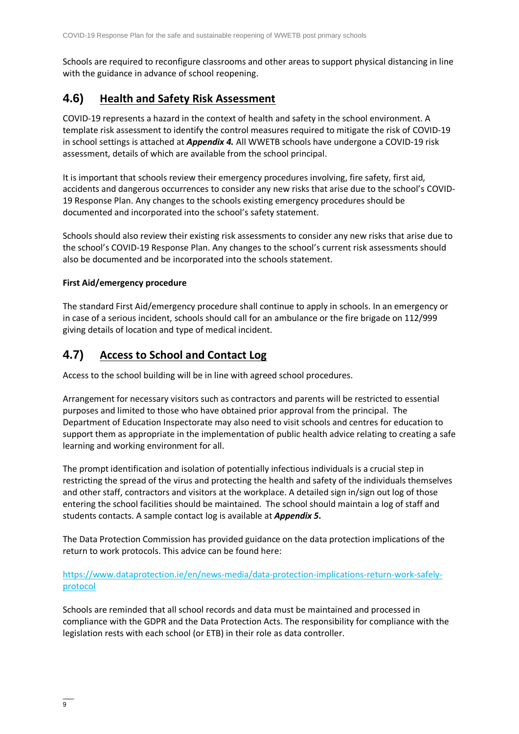Schools are required to reconfigure classrooms and other areas to support physical distancing in line with the guidance in advance of school reopening.

## 4.6) Health and Safety Risk Assessment

COVID-19 represents a hazard in the context of health and safety in the school environment. A template risk assessment to identify the control measures required to mitigate the risk of COVID-19 in school settings is attached at ***Appendix 4.*** All WWETB schools have undergone a COVID-19 risk assessment, details of which are available from the school principal.

It is important that schools review their emergency procedures involving, fire safety, first aid, accidents and dangerous occurrences to consider any new risks that arise due to the school's COVID-19 Response Plan. Any changes to the schools existing emergency procedures should be documented and incorporated into the school's safety statement.

Schools should also review their existing risk assessments to consider any new risks that arise due to the school's COVID-19 Response Plan. Any changes to the school's current risk assessments should also be documented and be incorporated into the schools statement.

**First Aid/emergency procedure**

The standard First Aid/emergency procedure shall continue to apply in schools. In an emergency or in case of a serious incident, schools should call for an ambulance or the fire brigade on 112/999 giving details of location and type of medical incident.

## 4.7) Access to School and Contact Log

Access to the school building will be in line with agreed school procedures.

Arrangement for necessary visitors such as contractors and parents will be restricted to essential purposes and limited to those who have obtained prior approval from the principal. The Department of Education Inspectorate may also need to visit schools and centres for education to support them as appropriate in the implementation of public health advice relating to creating a safe learning and working environment for all.

The prompt identification and isolation of potentially infectious individuals is a crucial step in restricting the spread of the virus and protecting the health and safety of the individuals themselves and other staff, contractors and visitors at the workplace. A detailed sign in/sign out log of those entering the school facilities should be maintained. The school should maintain a log of staff and students contacts. A sample contact log is available at ***Appendix 5***.

The Data Protection Commission has provided guidance on the data protection implications of the return to work protocols. This advice can be found here:

https://www.dataprotection.ie/en/news-media/data-protection-implications-return-work-safely-protocol

Schools are reminded that all school records and data must be maintained and processed in compliance with the GDPR and the Data Protection Acts. The responsibility for compliance with the legislation rests with each school (or ETB) in their role as data controller.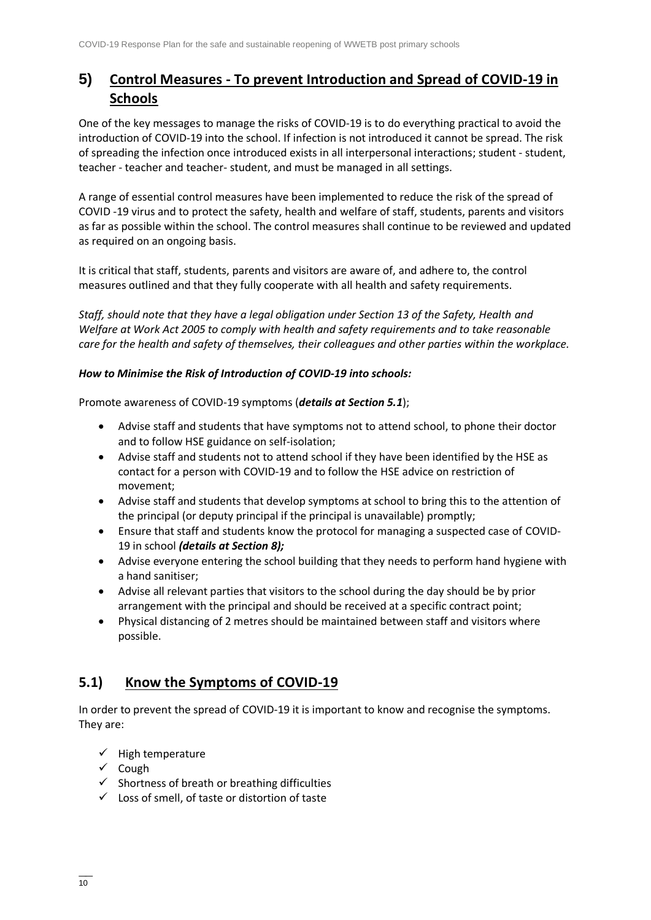## 5) Control Measures - To prevent Introduction and Spread of COVID-19 in Schools

One of the key messages to manage the risks of COVID-19 is to do everything practical to avoid the introduction of COVID-19 into the school. If infection is not introduced it cannot be spread. The risk of spreading the infection once introduced exists in all interpersonal interactions; student - student, teacher - teacher and teacher- student, and must be managed in all settings.

A range of essential control measures have been implemented to reduce the risk of the spread of COVID -19 virus and to protect the safety, health and welfare of staff, students, parents and visitors as far as possible within the school. The control measures shall continue to be reviewed and updated as required on an ongoing basis.

It is critical that staff, students, parents and visitors are aware of, and adhere to, the control measures outlined and that they fully cooperate with all health and safety requirements.

*Staff, should note that they have a legal obligation under Section 13 of the Safety, Health and Welfare at Work Act 2005 to comply with health and safety requirements and to take reasonable care for the health and safety of themselves, their colleagues and other parties within the workplace.*

***How to Minimise the Risk of Introduction of COVID-19 into schools:***

Promote awareness of COVID-19 symptoms (***details at Section 5.1***);

- Advise staff and students that have symptoms not to attend school, to phone their doctor and to follow HSE guidance on self-isolation;
- Advise staff and students not to attend school if they have been identified by the HSE as contact for a person with COVID-19 and to follow the HSE advice on restriction of movement;
- Advise staff and students that develop symptoms at school to bring this to the attention of the principal (or deputy principal if the principal is unavailable) promptly;
- Ensure that staff and students know the protocol for managing a suspected case of COVID-19 in school ***(details at Section 8);***
- Advise everyone entering the school building that they needs to perform hand hygiene with a hand sanitiser;
- Advise all relevant parties that visitors to the school during the day should be by prior arrangement with the principal and should be received at a specific contract point;
- Physical distancing of 2 metres should be maintained between staff and visitors where possible.

## 5.1) Know the Symptoms of COVID-19

In order to prevent the spread of COVID-19 it is important to know and recognise the symptoms. They are:

- ✓ High temperature
- ✓ Cough
- ✓ Shortness of breath or breathing difficulties
- ✓ Loss of smell, of taste or distortion of taste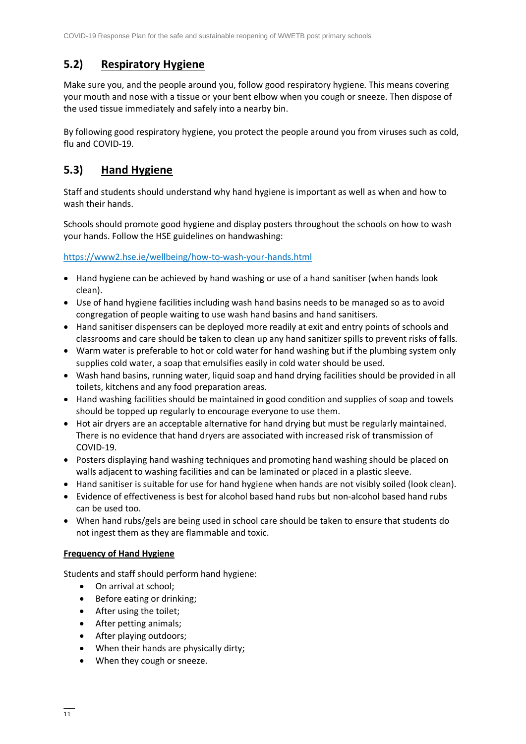## 5.2) Respiratory Hygiene

Make sure you, and the people around you, follow good respiratory hygiene. This means covering your mouth and nose with a tissue or your bent elbow when you cough or sneeze. Then dispose of the used tissue immediately and safely into a nearby bin.

By following good respiratory hygiene, you protect the people around you from viruses such as cold, flu and COVID-19.

## 5.3) Hand Hygiene

Staff and students should understand why hand hygiene is important as well as when and how to wash their hands.

Schools should promote good hygiene and display posters throughout the schools on how to wash your hands. Follow the HSE guidelines on handwashing:

https://www2.hse.ie/wellbeing/how-to-wash-your-hands.html

- Hand hygiene can be achieved by hand washing or use of a hand sanitiser (when hands look clean).
- Use of hand hygiene facilities including wash hand basins needs to be managed so as to avoid congregation of people waiting to use wash hand basins and hand sanitisers.
- Hand sanitiser dispensers can be deployed more readily at exit and entry points of schools and classrooms and care should be taken to clean up any hand sanitizer spills to prevent risks of falls.
- Warm water is preferable to hot or cold water for hand washing but if the plumbing system only supplies cold water, a soap that emulsifies easily in cold water should be used.
- Wash hand basins, running water, liquid soap and hand drying facilities should be provided in all toilets, kitchens and any food preparation areas.
- Hand washing facilities should be maintained in good condition and supplies of soap and towels should be topped up regularly to encourage everyone to use them.
- Hot air dryers are an acceptable alternative for hand drying but must be regularly maintained. There is no evidence that hand dryers are associated with increased risk of transmission of COVID-19.
- Posters displaying hand washing techniques and promoting hand washing should be placed on walls adjacent to washing facilities and can be laminated or placed in a plastic sleeve.
- Hand sanitiser is suitable for use for hand hygiene when hands are not visibly soiled (look clean).
- Evidence of effectiveness is best for alcohol based hand rubs but non-alcohol based hand rubs can be used too.
- When hand rubs/gels are being used in school care should be taken to ensure that students do not ingest them as they are flammable and toxic.

**Frequency of Hand Hygiene**

Students and staff should perform hand hygiene:

- On arrival at school;
- Before eating or drinking;
- After using the toilet;
- After petting animals;
- After playing outdoors;
- When their hands are physically dirty;
- When they cough or sneeze.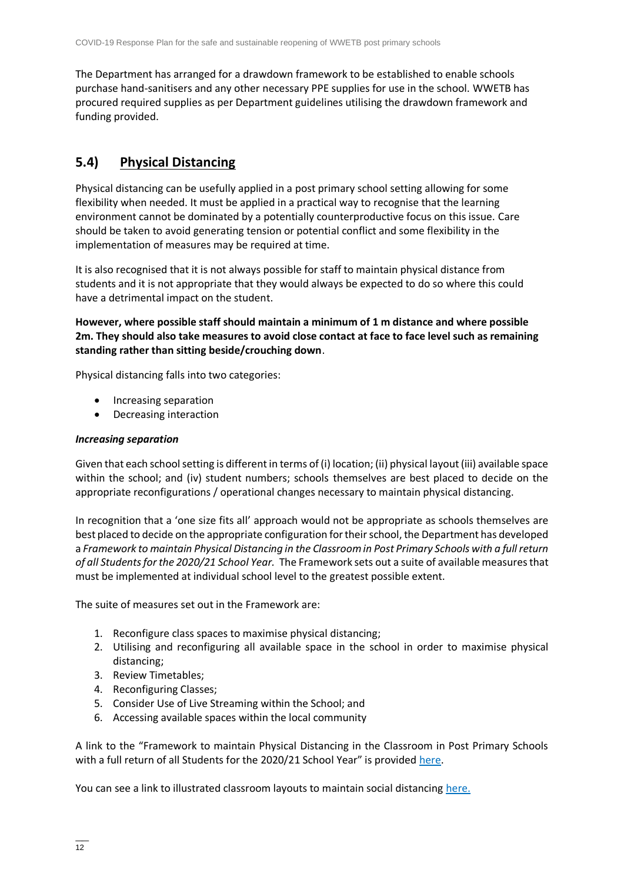The Department has arranged for a drawdown framework to be established to enable schools purchase hand-sanitisers and any other necessary PPE supplies for use in the school. WWETB has procured required supplies as per Department guidelines utilising the drawdown framework and funding provided.

## 5.4) Physical Distancing

Physical distancing can be usefully applied in a post primary school setting allowing for some flexibility when needed. It must be applied in a practical way to recognise that the learning environment cannot be dominated by a potentially counterproductive focus on this issue. Care should be taken to avoid generating tension or potential conflict and some flexibility in the implementation of measures may be required at time.

It is also recognised that it is not always possible for staff to maintain physical distance from students and it is not appropriate that they would always be expected to do so where this could have a detrimental impact on the student.

**However, where possible staff should maintain a minimum of 1 m distance and where possible 2m. They should also take measures to avoid close contact at face to face level such as remaining standing rather than sitting beside/crouching down**.

Physical distancing falls into two categories:

- Increasing separation
- Decreasing interaction

***Increasing separation***

Given that each school setting is different in terms of (i) location; (ii) physical layout (iii) available space within the school; and (iv) student numbers; schools themselves are best placed to decide on the appropriate reconfigurations / operational changes necessary to maintain physical distancing.

In recognition that a 'one size fits all' approach would not be appropriate as schools themselves are best placed to decide on the appropriate configuration for their school, the Department has developed a *Framework to maintain Physical Distancing in the Classroom in Post Primary Schools with a full return of all Students for the 2020/21 School Year.* The Framework sets out a suite of available measures that must be implemented at individual school level to the greatest possible extent.

The suite of measures set out in the Framework are:

1. Reconfigure class spaces to maximise physical distancing;
2. Utilising and reconfiguring all available space in the school in order to maximise physical distancing;
3. Review Timetables;
4. Reconfiguring Classes;
5. Consider Use of Live Streaming within the School; and
6. Accessing available spaces within the local community

A link to the "Framework to maintain Physical Distancing in the Classroom in Post Primary Schools with a full return of all Students for the 2020/21 School Year" is provided here.

You can see a link to illustrated classroom layouts to maintain social distancing here.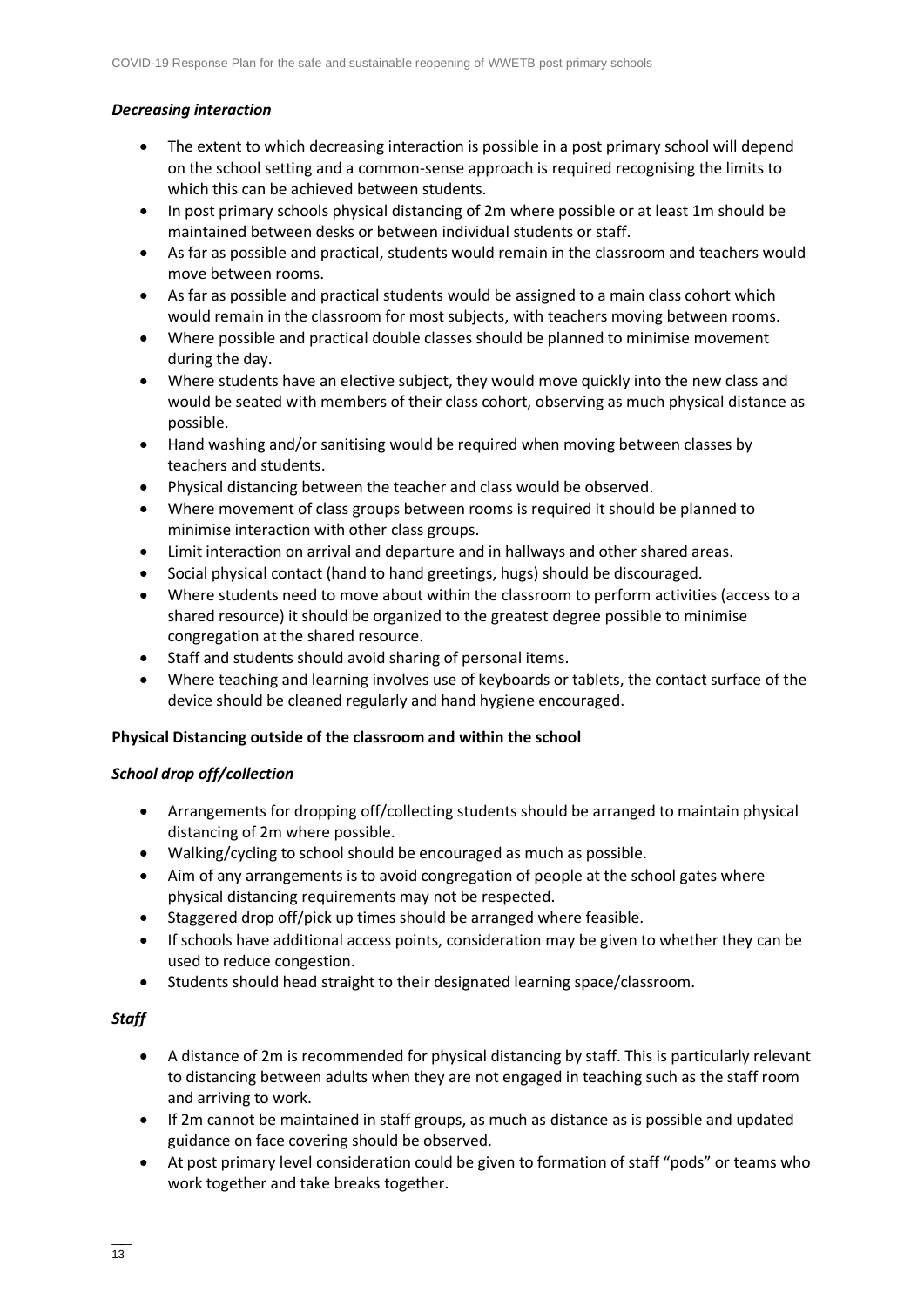***Decreasing interaction***

- The extent to which decreasing interaction is possible in a post primary school will depend on the school setting and a common-sense approach is required recognising the limits to which this can be achieved between students.
- In post primary schools physical distancing of 2m where possible or at least 1m should be maintained between desks or between individual students or staff.
- As far as possible and practical, students would remain in the classroom and teachers would move between rooms.
- As far as possible and practical students would be assigned to a main class cohort which would remain in the classroom for most subjects, with teachers moving between rooms.
- Where possible and practical double classes should be planned to minimise movement during the day.
- Where students have an elective subject, they would move quickly into the new class and would be seated with members of their class cohort, observing as much physical distance as possible.
- Hand washing and/or sanitising would be required when moving between classes by teachers and students.
- Physical distancing between the teacher and class would be observed.
- Where movement of class groups between rooms is required it should be planned to minimise interaction with other class groups.
- Limit interaction on arrival and departure and in hallways and other shared areas.
- Social physical contact (hand to hand greetings, hugs) should be discouraged.
- Where students need to move about within the classroom to perform activities (access to a shared resource) it should be organized to the greatest degree possible to minimise congregation at the shared resource.
- Staff and students should avoid sharing of personal items.
- Where teaching and learning involves use of keyboards or tablets, the contact surface of the device should be cleaned regularly and hand hygiene encouraged.

**Physical Distancing outside of the classroom and within the school**

***School drop off/collection***

- Arrangements for dropping off/collecting students should be arranged to maintain physical distancing of 2m where possible.
- Walking/cycling to school should be encouraged as much as possible.
- Aim of any arrangements is to avoid congregation of people at the school gates where physical distancing requirements may not be respected.
- Staggered drop off/pick up times should be arranged where feasible.
- If schools have additional access points, consideration may be given to whether they can be used to reduce congestion.
- Students should head straight to their designated learning space/classroom.

***Staff***

- A distance of 2m is recommended for physical distancing by staff. This is particularly relevant to distancing between adults when they are not engaged in teaching such as the staff room and arriving to work.
- If 2m cannot be maintained in staff groups, as much as distance as is possible and updated guidance on face covering should be observed.
- At post primary level consideration could be given to formation of staff "pods" or teams who work together and take breaks together.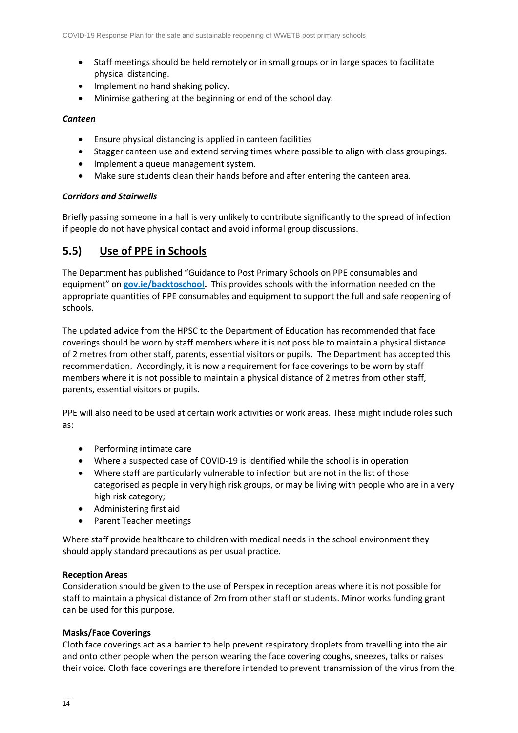- Staff meetings should be held remotely or in small groups or in large spaces to facilitate physical distancing.
- Implement no hand shaking policy.
- Minimise gathering at the beginning or end of the school day.

***Canteen***

- Ensure physical distancing is applied in canteen facilities
- Stagger canteen use and extend serving times where possible to align with class groupings.
- Implement a queue management system.
- Make sure students clean their hands before and after entering the canteen area.

***Corridors and Stairwells***

Briefly passing someone in a hall is very unlikely to contribute significantly to the spread of infection if people do not have physical contact and avoid informal group discussions.

## 5.5) Use of PPE in Schools

The Department has published "Guidance to Post Primary Schools on PPE consumables and equipment" on **gov.ie/backtoschool.** This provides schools with the information needed on the appropriate quantities of PPE consumables and equipment to support the full and safe reopening of schools.

The updated advice from the HPSC to the Department of Education has recommended that face coverings should be worn by staff members where it is not possible to maintain a physical distance of 2 metres from other staff, parents, essential visitors or pupils. The Department has accepted this recommendation. Accordingly, it is now a requirement for face coverings to be worn by staff members where it is not possible to maintain a physical distance of 2 metres from other staff, parents, essential visitors or pupils.

PPE will also need to be used at certain work activities or work areas. These might include roles such as:

- Performing intimate care
- Where a suspected case of COVID-19 is identified while the school is in operation
- Where staff are particularly vulnerable to infection but are not in the list of those categorised as people in very high risk groups, or may be living with people who are in a very high risk category;
- Administering first aid
- Parent Teacher meetings

Where staff provide healthcare to children with medical needs in the school environment they should apply standard precautions as per usual practice.

**Reception Areas**

Consideration should be given to the use of Perspex in reception areas where it is not possible for staff to maintain a physical distance of 2m from other staff or students. Minor works funding grant can be used for this purpose.

**Masks/Face Coverings**

Cloth face coverings act as a barrier to help prevent respiratory droplets from travelling into the air and onto other people when the person wearing the face covering coughs, sneezes, talks or raises their voice. Cloth face coverings are therefore intended to prevent transmission of the virus from the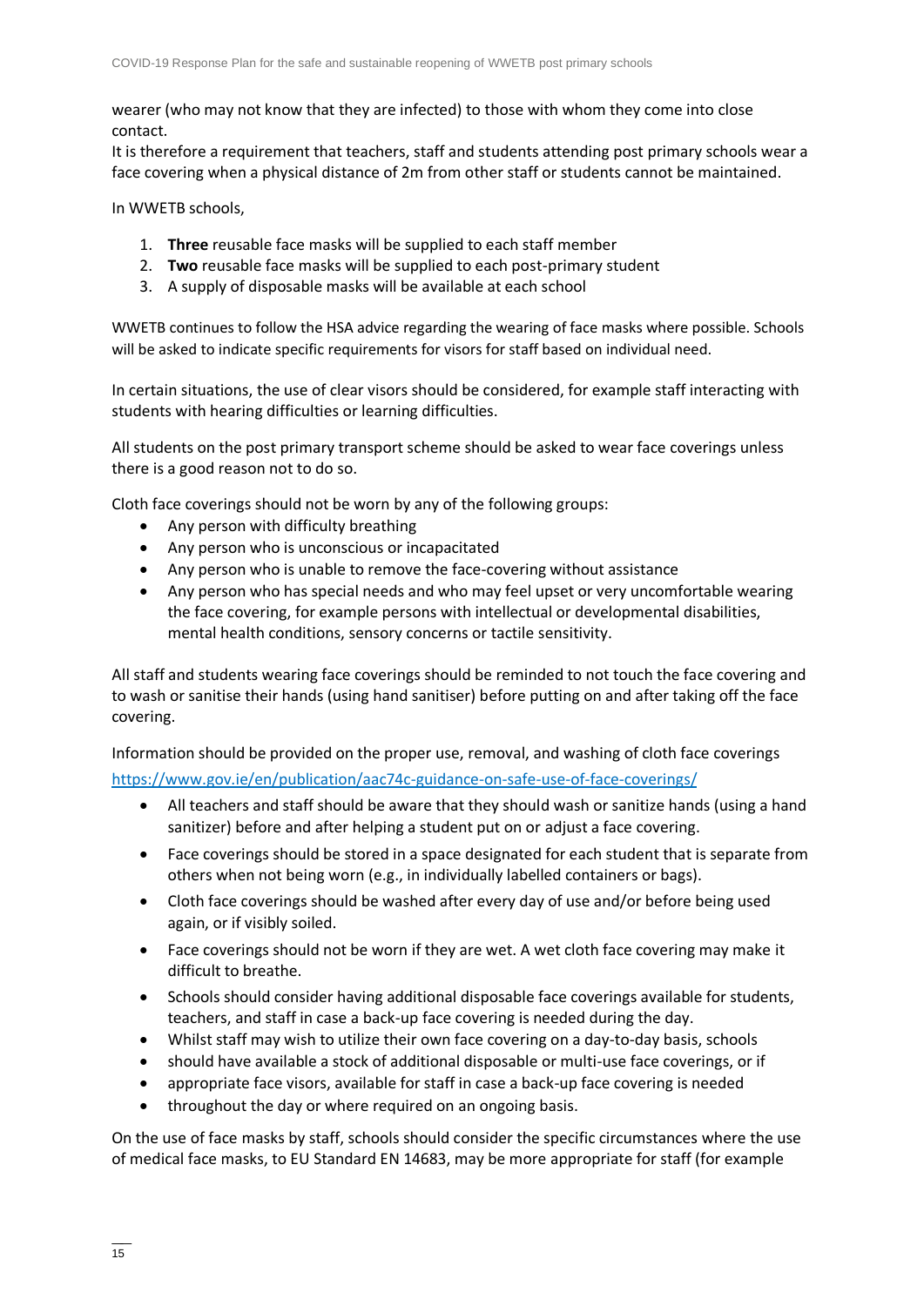wearer (who may not know that they are infected) to those with whom they come into close contact.

It is therefore a requirement that teachers, staff and students attending post primary schools wear a face covering when a physical distance of 2m from other staff or students cannot be maintained.

In WWETB schools,

1. **Three** reusable face masks will be supplied to each staff member
2. **Two** reusable face masks will be supplied to each post-primary student
3. A supply of disposable masks will be available at each school

WWETB continues to follow the HSA advice regarding the wearing of face masks where possible. Schools will be asked to indicate specific requirements for visors for staff based on individual need.

In certain situations, the use of clear visors should be considered, for example staff interacting with students with hearing difficulties or learning difficulties.

All students on the post primary transport scheme should be asked to wear face coverings unless there is a good reason not to do so.

Cloth face coverings should not be worn by any of the following groups:

- Any person with difficulty breathing
- Any person who is unconscious or incapacitated
- Any person who is unable to remove the face-covering without assistance
- Any person who has special needs and who may feel upset or very uncomfortable wearing the face covering, for example persons with intellectual or developmental disabilities, mental health conditions, sensory concerns or tactile sensitivity.

All staff and students wearing face coverings should be reminded to not touch the face covering and to wash or sanitise their hands (using hand sanitiser) before putting on and after taking off the face covering.

Information should be provided on the proper use, removal, and washing of cloth face coverings https://www.gov.ie/en/publication/aac74c-guidance-on-safe-use-of-face-coverings/

- All teachers and staff should be aware that they should wash or sanitize hands (using a hand sanitizer) before and after helping a student put on or adjust a face covering.
- Face coverings should be stored in a space designated for each student that is separate from others when not being worn (e.g., in individually labelled containers or bags).
- Cloth face coverings should be washed after every day of use and/or before being used again, or if visibly soiled.
- Face coverings should not be worn if they are wet. A wet cloth face covering may make it difficult to breathe.
- Schools should consider having additional disposable face coverings available for students, teachers, and staff in case a back-up face covering is needed during the day.
- Whilst staff may wish to utilize their own face covering on a day-to-day basis, schools
- should have available a stock of additional disposable or multi-use face coverings, or if
- appropriate face visors, available for staff in case a back-up face covering is needed
- throughout the day or where required on an ongoing basis.

On the use of face masks by staff, schools should consider the specific circumstances where the use of medical face masks, to EU Standard EN 14683, may be more appropriate for staff (for example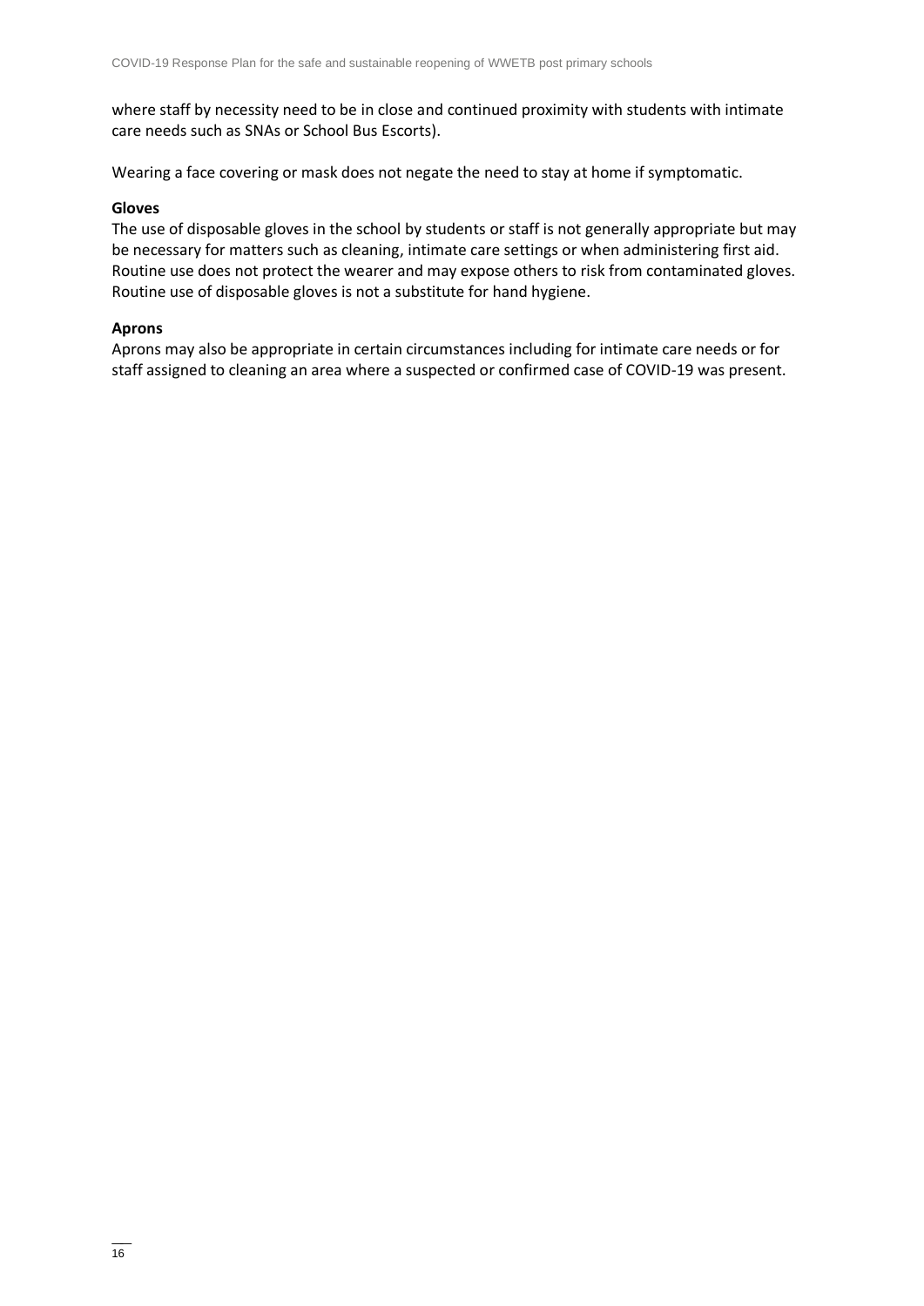where staff by necessity need to be in close and continued proximity with students with intimate care needs such as SNAs or School Bus Escorts).

Wearing a face covering or mask does not negate the need to stay at home if symptomatic.

**Gloves**

The use of disposable gloves in the school by students or staff is not generally appropriate but may be necessary for matters such as cleaning, intimate care settings or when administering first aid. Routine use does not protect the wearer and may expose others to risk from contaminated gloves. Routine use of disposable gloves is not a substitute for hand hygiene.

**Aprons**

Aprons may also be appropriate in certain circumstances including for intimate care needs or for staff assigned to cleaning an area where a suspected or confirmed case of COVID-19 was present.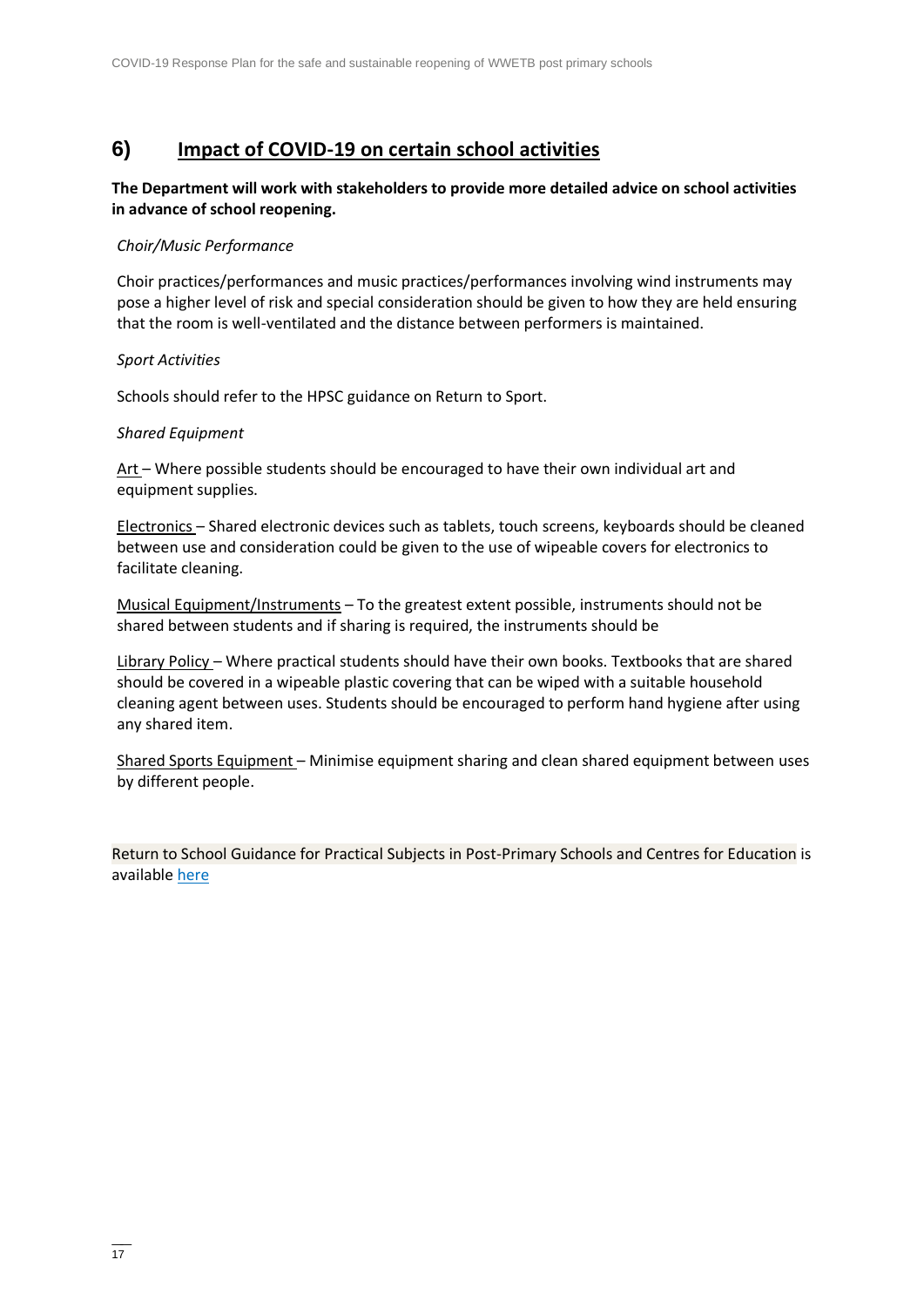## 6) Impact of COVID-19 on certain school activities

**The Department will work with stakeholders to provide more detailed advice on school activities in advance of school reopening.**

*Choir/Music Performance*

Choir practices/performances and music practices/performances involving wind instruments may pose a higher level of risk and special consideration should be given to how they are held ensuring that the room is well-ventilated and the distance between performers is maintained.

*Sport Activities*

Schools should refer to the HPSC guidance on Return to Sport.

*Shared Equipment*

<u>Art</u> – Where possible students should be encouraged to have their own individual art and equipment supplies.

<u>Electronics</u> – Shared electronic devices such as tablets, touch screens, keyboards should be cleaned between use and consideration could be given to the use of wipeable covers for electronics to facilitate cleaning.

<u>Musical Equipment/Instruments</u> – To the greatest extent possible, instruments should not be shared between students and if sharing is required, the instruments should be

<u>Library Policy</u> – Where practical students should have their own books. Textbooks that are shared should be covered in a wipeable plastic covering that can be wiped with a suitable household cleaning agent between uses. Students should be encouraged to perform hand hygiene after using any shared item.

<u>Shared Sports Equipment</u> – Minimise equipment sharing and clean shared equipment between uses by different people.

Return to School Guidance for Practical Subjects in Post-Primary Schools and Centres for Education is available here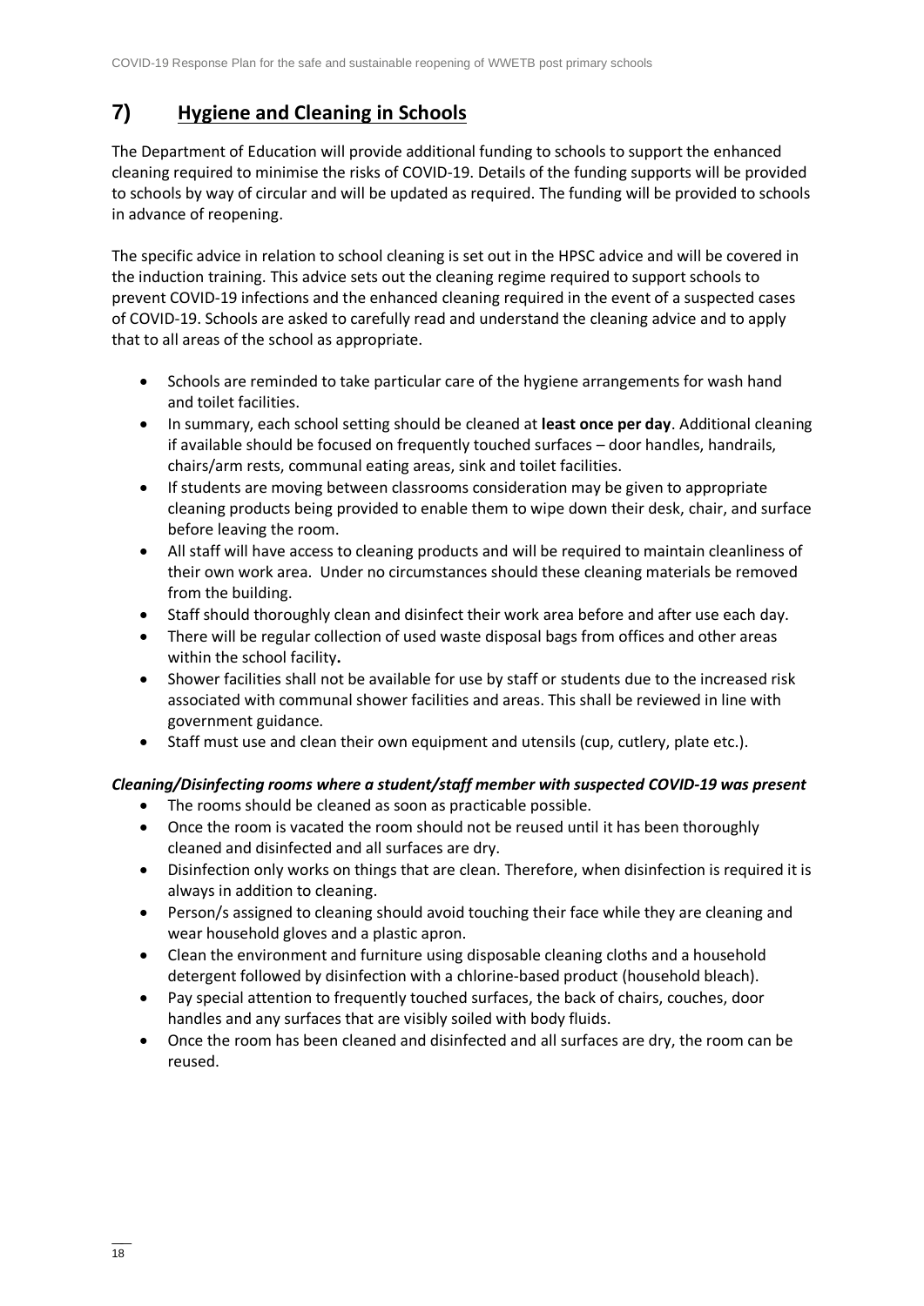# 7) Hygiene and Cleaning in Schools

The Department of Education will provide additional funding to schools to support the enhanced cleaning required to minimise the risks of COVID-19. Details of the funding supports will be provided to schools by way of circular and will be updated as required. The funding will be provided to schools in advance of reopening.

The specific advice in relation to school cleaning is set out in the HPSC advice and will be covered in the induction training. This advice sets out the cleaning regime required to support schools to prevent COVID-19 infections and the enhanced cleaning required in the event of a suspected cases of COVID-19. Schools are asked to carefully read and understand the cleaning advice and to apply that to all areas of the school as appropriate.

- Schools are reminded to take particular care of the hygiene arrangements for wash hand and toilet facilities.
- In summary, each school setting should be cleaned at **least once per day**. Additional cleaning if available should be focused on frequently touched surfaces – door handles, handrails, chairs/arm rests, communal eating areas, sink and toilet facilities.
- If students are moving between classrooms consideration may be given to appropriate cleaning products being provided to enable them to wipe down their desk, chair, and surface before leaving the room.
- All staff will have access to cleaning products and will be required to maintain cleanliness of their own work area. Under no circumstances should these cleaning materials be removed from the building.
- Staff should thoroughly clean and disinfect their work area before and after use each day.
- There will be regular collection of used waste disposal bags from offices and other areas within the school facility**.**
- Shower facilities shall not be available for use by staff or students due to the increased risk associated with communal shower facilities and areas. This shall be reviewed in line with government guidance.
- Staff must use and clean their own equipment and utensils (cup, cutlery, plate etc.).

***Cleaning/Disinfecting rooms where a student/staff member with suspected COVID-19 was present***

- The rooms should be cleaned as soon as practicable possible.
- Once the room is vacated the room should not be reused until it has been thoroughly cleaned and disinfected and all surfaces are dry.
- Disinfection only works on things that are clean. Therefore, when disinfection is required it is always in addition to cleaning.
- Person/s assigned to cleaning should avoid touching their face while they are cleaning and wear household gloves and a plastic apron.
- Clean the environment and furniture using disposable cleaning cloths and a household detergent followed by disinfection with a chlorine-based product (household bleach).
- Pay special attention to frequently touched surfaces, the back of chairs, couches, door handles and any surfaces that are visibly soiled with body fluids.
- Once the room has been cleaned and disinfected and all surfaces are dry, the room can be reused.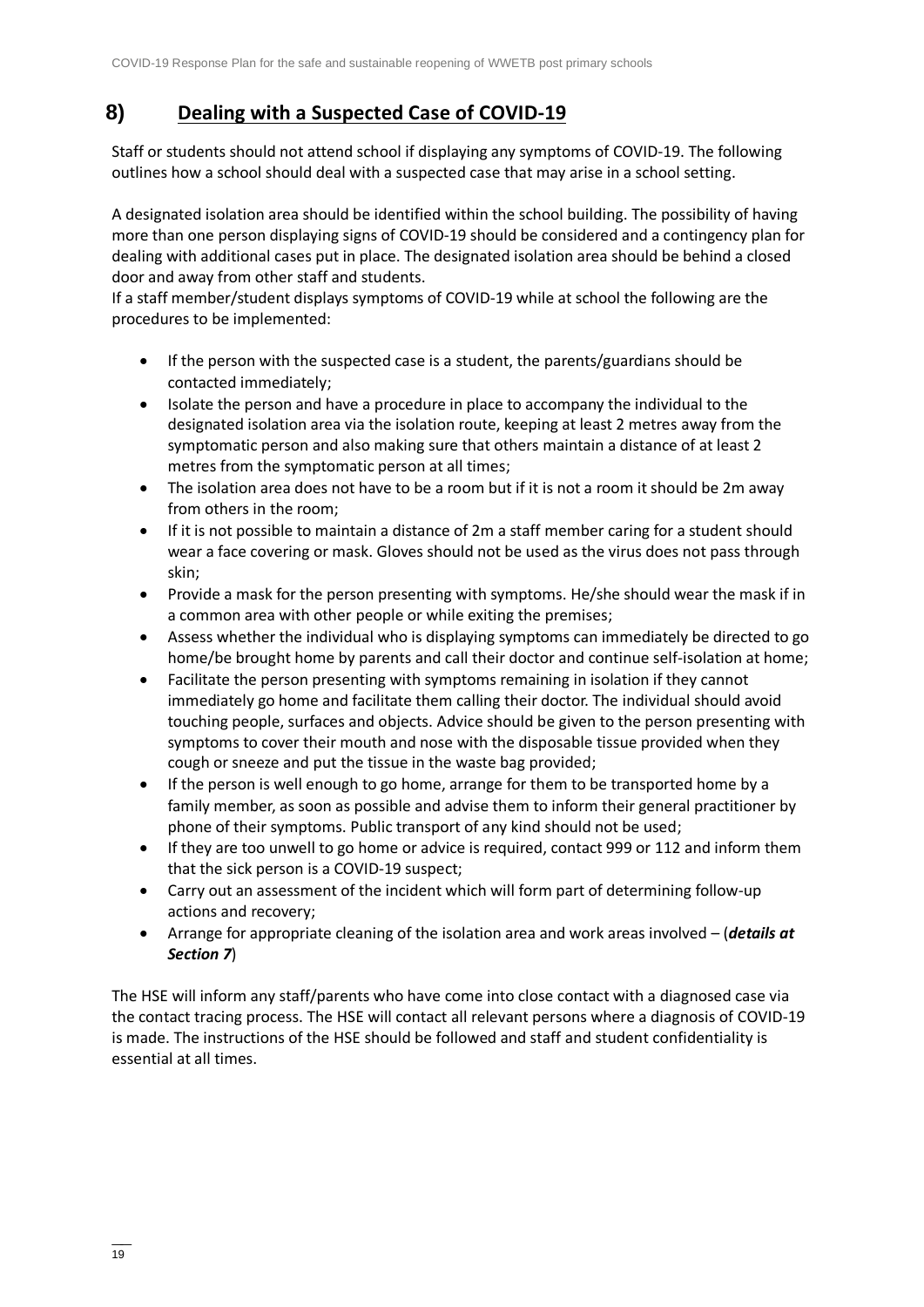## 8) Dealing with a Suspected Case of COVID-19

Staff or students should not attend school if displaying any symptoms of COVID-19. The following outlines how a school should deal with a suspected case that may arise in a school setting.

A designated isolation area should be identified within the school building. The possibility of having more than one person displaying signs of COVID-19 should be considered and a contingency plan for dealing with additional cases put in place. The designated isolation area should be behind a closed door and away from other staff and students.
If a staff member/student displays symptoms of COVID-19 while at school the following are the procedures to be implemented:

- If the person with the suspected case is a student, the parents/guardians should be contacted immediately;
- Isolate the person and have a procedure in place to accompany the individual to the designated isolation area via the isolation route, keeping at least 2 metres away from the symptomatic person and also making sure that others maintain a distance of at least 2 metres from the symptomatic person at all times;
- The isolation area does not have to be a room but if it is not a room it should be 2m away from others in the room;
- If it is not possible to maintain a distance of 2m a staff member caring for a student should wear a face covering or mask. Gloves should not be used as the virus does not pass through skin;
- Provide a mask for the person presenting with symptoms. He/she should wear the mask if in a common area with other people or while exiting the premises;
- Assess whether the individual who is displaying symptoms can immediately be directed to go home/be brought home by parents and call their doctor and continue self-isolation at home;
- Facilitate the person presenting with symptoms remaining in isolation if they cannot immediately go home and facilitate them calling their doctor. The individual should avoid touching people, surfaces and objects. Advice should be given to the person presenting with symptoms to cover their mouth and nose with the disposable tissue provided when they cough or sneeze and put the tissue in the waste bag provided;
- If the person is well enough to go home, arrange for them to be transported home by a family member, as soon as possible and advise them to inform their general practitioner by phone of their symptoms. Public transport of any kind should not be used;
- If they are too unwell to go home or advice is required, contact 999 or 112 and inform them that the sick person is a COVID-19 suspect;
- Carry out an assessment of the incident which will form part of determining follow-up actions and recovery;
- Arrange for appropriate cleaning of the isolation area and work areas involved – (***details at Section 7***)

The HSE will inform any staff/parents who have come into close contact with a diagnosed case via the contact tracing process. The HSE will contact all relevant persons where a diagnosis of COVID-19 is made. The instructions of the HSE should be followed and staff and student confidentiality is essential at all times.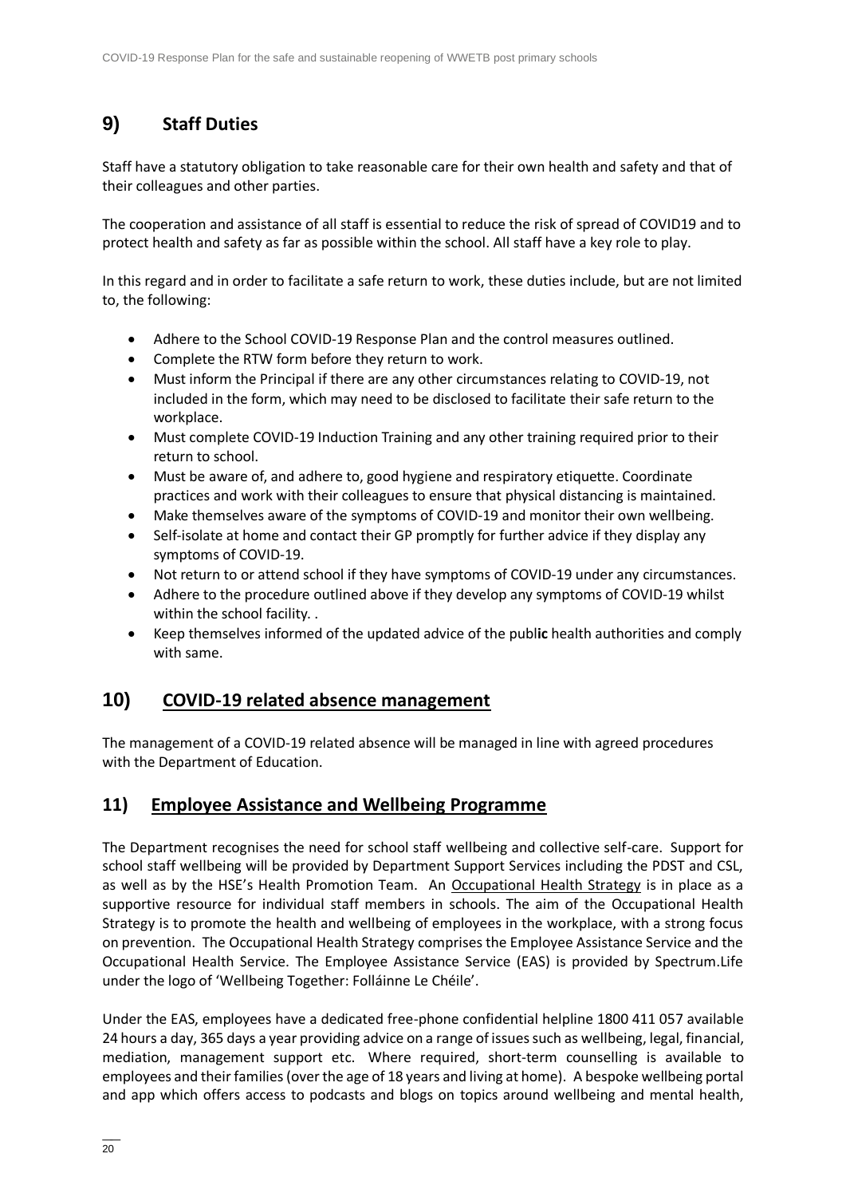## 9) Staff Duties

Staff have a statutory obligation to take reasonable care for their own health and safety and that of their colleagues and other parties.

The cooperation and assistance of all staff is essential to reduce the risk of spread of COVID19 and to protect health and safety as far as possible within the school. All staff have a key role to play.

In this regard and in order to facilitate a safe return to work, these duties include, but are not limited to, the following:

- Adhere to the School COVID-19 Response Plan and the control measures outlined.
- Complete the RTW form before they return to work.
- Must inform the Principal if there are any other circumstances relating to COVID-19, not included in the form, which may need to be disclosed to facilitate their safe return to the workplace.
- Must complete COVID-19 Induction Training and any other training required prior to their return to school.
- Must be aware of, and adhere to, good hygiene and respiratory etiquette. Coordinate practices and work with their colleagues to ensure that physical distancing is maintained.
- Make themselves aware of the symptoms of COVID-19 and monitor their own wellbeing.
- Self-isolate at home and contact their GP promptly for further advice if they display any symptoms of COVID-19.
- Not return to or attend school if they have symptoms of COVID-19 under any circumstances.
- Adhere to the procedure outlined above if they develop any symptoms of COVID-19 whilst within the school facility. .
- Keep themselves informed of the updated advice of the publ**ic** health authorities and comply with same.

## 10) COVID-19 related absence management

The management of a COVID-19 related absence will be managed in line with agreed procedures with the Department of Education.

## 11) Employee Assistance and Wellbeing Programme

The Department recognises the need for school staff wellbeing and collective self-care. Support for school staff wellbeing will be provided by Department Support Services including the PDST and CSL, as well as by the HSE's Health Promotion Team. An Occupational Health Strategy is in place as a supportive resource for individual staff members in schools. The aim of the Occupational Health Strategy is to promote the health and wellbeing of employees in the workplace, with a strong focus on prevention. The Occupational Health Strategy comprises the Employee Assistance Service and the Occupational Health Service. The Employee Assistance Service (EAS) is provided by Spectrum.Life under the logo of 'Wellbeing Together: Folláinne Le Chéile'.

Under the EAS, employees have a dedicated free-phone confidential helpline 1800 411 057 available 24 hours a day, 365 days a year providing advice on a range of issues such as wellbeing, legal, financial, mediation, management support etc. Where required, short-term counselling is available to employees and their families (over the age of 18 years and living at home). A bespoke wellbeing portal and app which offers access to podcasts and blogs on topics around wellbeing and mental health,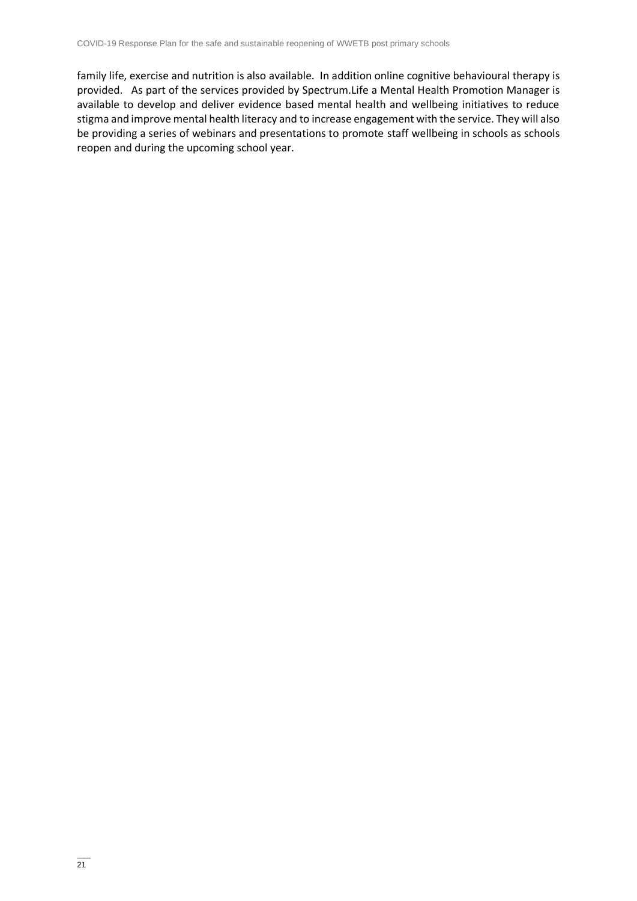family life, exercise and nutrition is also available. In addition online cognitive behavioural therapy is provided. As part of the services provided by Spectrum.Life a Mental Health Promotion Manager is available to develop and deliver evidence based mental health and wellbeing initiatives to reduce stigma and improve mental health literacy and to increase engagement with the service. They will also be providing a series of webinars and presentations to promote staff wellbeing in schools as schools reopen and during the upcoming school year.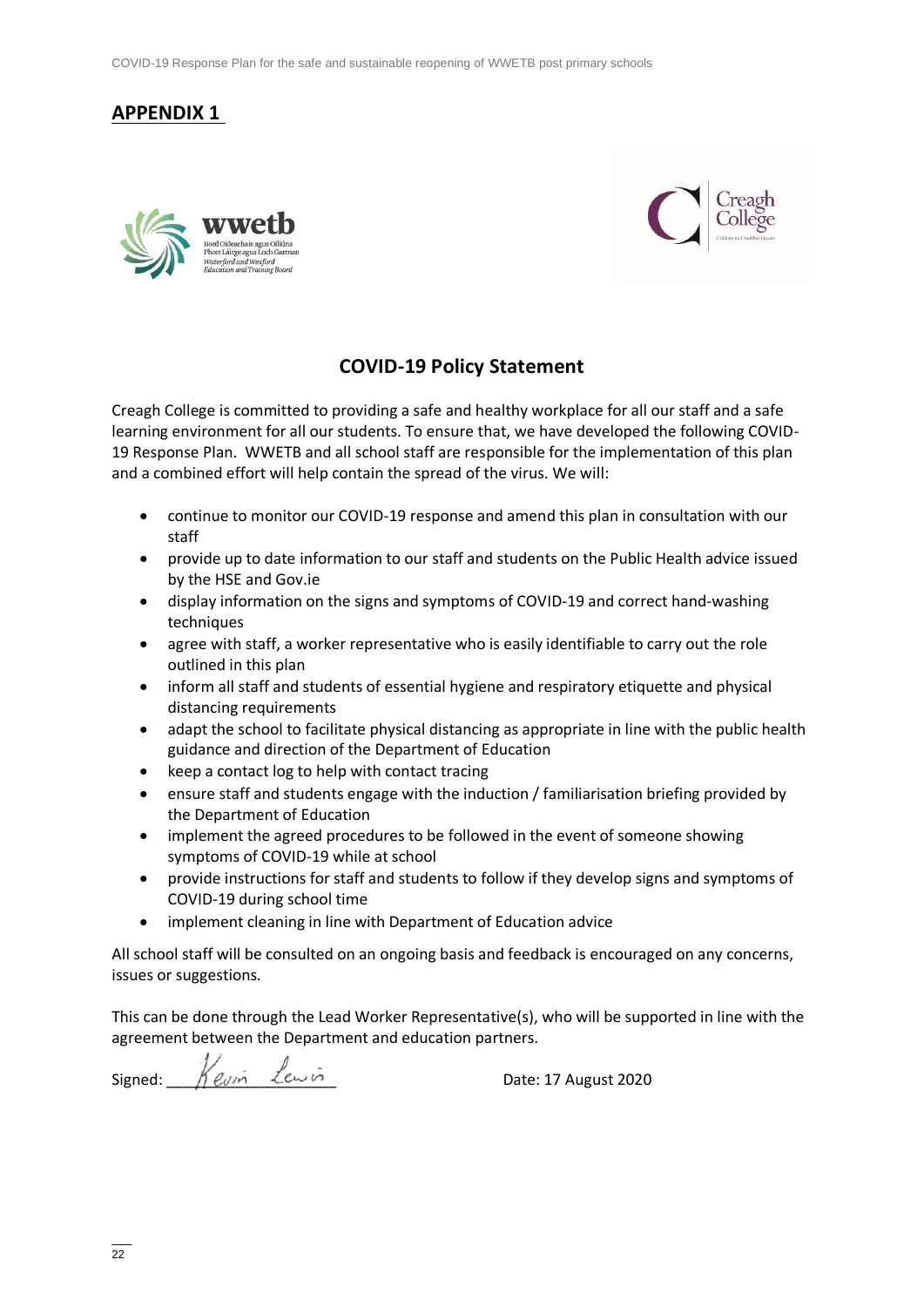## APPENDIX 1

### COVID-19 Policy Statement

Creagh College is committed to providing a safe and healthy workplace for all our staff and a safe learning environment for all our students. To ensure that, we have developed the following COVID-19 Response Plan. WWETB and all school staff are responsible for the implementation of this plan and a combined effort will help contain the spread of the virus. We will:

- continue to monitor our COVID-19 response and amend this plan in consultation with our staff
- provide up to date information to our staff and students on the Public Health advice issued by the HSE and Gov.ie
- display information on the signs and symptoms of COVID-19 and correct hand-washing techniques
- agree with staff, a worker representative who is easily identifiable to carry out the role outlined in this plan
- inform all staff and students of essential hygiene and respiratory etiquette and physical distancing requirements
- adapt the school to facilitate physical distancing as appropriate in line with the public health guidance and direction of the Department of Education
- keep a contact log to help with contact tracing
- ensure staff and students engage with the induction / familiarisation briefing provided by the Department of Education
- implement the agreed procedures to be followed in the event of someone showing symptoms of COVID-19 while at school
- provide instructions for staff and students to follow if they develop signs and symptoms of COVID-19 during school time
- implement cleaning in line with Department of Education advice

All school staff will be consulted on an ongoing basis and feedback is encouraged on any concerns, issues or suggestions.

This can be done through the Lead Worker Representative(s), who will be supported in line with the agreement between the Department and education partners.

Signed: Kevin Lewis Date: 17 August 2020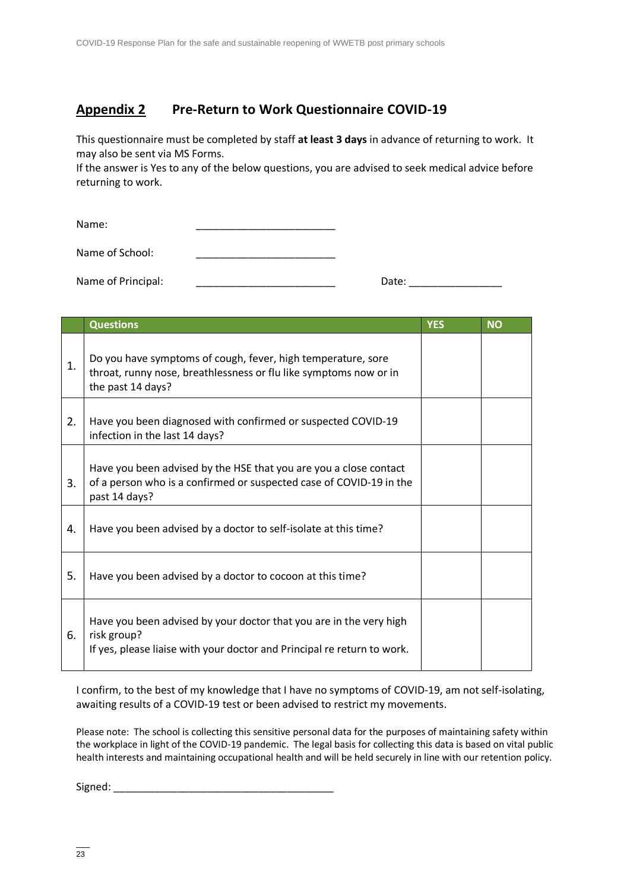## Appendix 2 Pre-Return to Work Questionnaire COVID-19

This questionnaire must be completed by staff **at least 3 days** in advance of returning to work. It may also be sent via MS Forms.
If the answer is Yes to any of the below questions, you are advised to seek medical advice before returning to work.

Name: ________________________

Name of School: ________________________

Name of Principal: ________________________ Date: ________________

| | Questions | YES | NO |
|---|---|---|---|
| 1. | Do you have symptoms of cough, fever, high temperature, sore throat, runny nose, breathlessness or flu like symptoms now or in the past 14 days? | | |
| 2. | Have you been diagnosed with confirmed or suspected COVID-19 infection in the last 14 days? | | |
| 3. | Have you been advised by the HSE that you are you a close contact of a person who is a confirmed or suspected case of COVID-19 in the past 14 days? | | |
| 4. | Have you been advised by a doctor to self-isolate at this time? | | |
| 5. | Have you been advised by a doctor to cocoon at this time? | | |
| 6. | Have you been advised by your doctor that you are in the very high risk group? If yes, please liaise with your doctor and Principal re return to work. | | |

I confirm, to the best of my knowledge that I have no symptoms of COVID-19, am not self-isolating, awaiting results of a COVID-19 test or been advised to restrict my movements.

Please note: The school is collecting this sensitive personal data for the purposes of maintaining safety within the workplace in light of the COVID-19 pandemic. The legal basis for collecting this data is based on vital public health interests and maintaining occupational health and will be held securely in line with our retention policy.

Signed: ______________________________________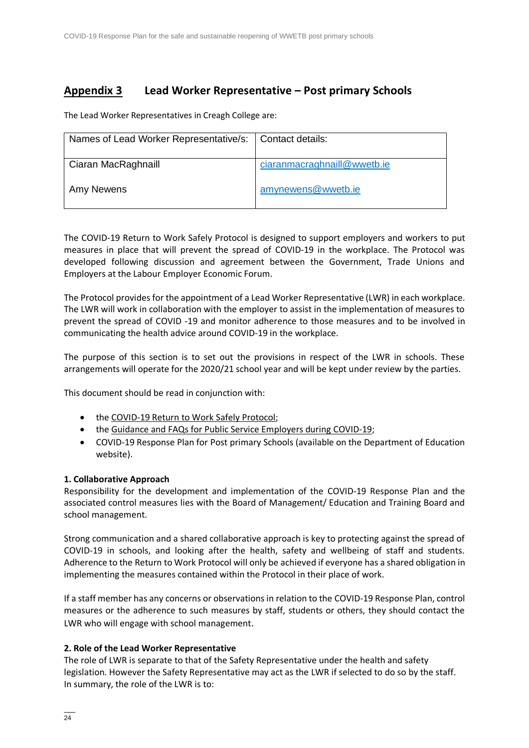## Appendix 3 Lead Worker Representative – Post primary Schools

The Lead Worker Representatives in Creagh College are:

| Names of Lead Worker Representative/s: | Contact details: |
| --- | --- |
| Ciaran MacRaghnaill | ciaranmacraghnaill@wwetb.ie |
| Amy Newens | amynewens@wwetb.ie |

The COVID-19 Return to Work Safely Protocol is designed to support employers and workers to put measures in place that will prevent the spread of COVID-19 in the workplace. The Protocol was developed following discussion and agreement between the Government, Trade Unions and Employers at the Labour Employer Economic Forum.

The Protocol provides for the appointment of a Lead Worker Representative (LWR) in each workplace. The LWR will work in collaboration with the employer to assist in the implementation of measures to prevent the spread of COVID -19 and monitor adherence to those measures and to be involved in communicating the health advice around COVID-19 in the workplace.

The purpose of this section is to set out the provisions in respect of the LWR in schools. These arrangements will operate for the 2020/21 school year and will be kept under review by the parties.

This document should be read in conjunction with:

- the COVID-19 Return to Work Safely Protocol;
- the Guidance and FAQs for Public Service Employers during COVID-19;
- COVID-19 Response Plan for Post primary Schools (available on the Department of Education website).

**1. Collaborative Approach**

Responsibility for the development and implementation of the COVID-19 Response Plan and the associated control measures lies with the Board of Management/ Education and Training Board and school management.

Strong communication and a shared collaborative approach is key to protecting against the spread of COVID-19 in schools, and looking after the health, safety and wellbeing of staff and students. Adherence to the Return to Work Protocol will only be achieved if everyone has a shared obligation in implementing the measures contained within the Protocol in their place of work.

If a staff member has any concerns or observations in relation to the COVID-19 Response Plan, control measures or the adherence to such measures by staff, students or others, they should contact the LWR who will engage with school management.

**2. Role of the Lead Worker Representative**

The role of LWR is separate to that of the Safety Representative under the health and safety legislation. However the Safety Representative may act as the LWR if selected to do so by the staff. In summary, the role of the LWR is to: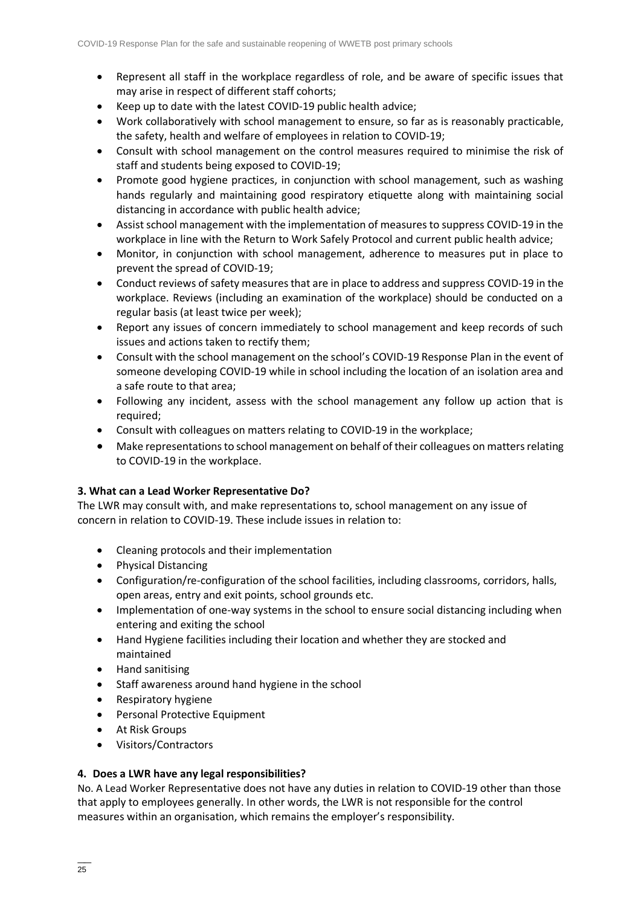- Represent all staff in the workplace regardless of role, and be aware of specific issues that may arise in respect of different staff cohorts;
- Keep up to date with the latest COVID-19 public health advice;
- Work collaboratively with school management to ensure, so far as is reasonably practicable, the safety, health and welfare of employees in relation to COVID-19;
- Consult with school management on the control measures required to minimise the risk of staff and students being exposed to COVID-19;
- Promote good hygiene practices, in conjunction with school management, such as washing hands regularly and maintaining good respiratory etiquette along with maintaining social distancing in accordance with public health advice;
- Assist school management with the implementation of measures to suppress COVID-19 in the workplace in line with the Return to Work Safely Protocol and current public health advice;
- Monitor, in conjunction with school management, adherence to measures put in place to prevent the spread of COVID-19;
- Conduct reviews of safety measures that are in place to address and suppress COVID-19 in the workplace. Reviews (including an examination of the workplace) should be conducted on a regular basis (at least twice per week);
- Report any issues of concern immediately to school management and keep records of such issues and actions taken to rectify them;
- Consult with the school management on the school's COVID-19 Response Plan in the event of someone developing COVID-19 while in school including the location of an isolation area and a safe route to that area;
- Following any incident, assess with the school management any follow up action that is required;
- Consult with colleagues on matters relating to COVID-19 in the workplace;
- Make representations to school management on behalf of their colleagues on matters relating to COVID-19 in the workplace.

### 3. What can a Lead Worker Representative Do?

The LWR may consult with, and make representations to, school management on any issue of concern in relation to COVID-19. These include issues in relation to:

- Cleaning protocols and their implementation
- Physical Distancing
- Configuration/re-configuration of the school facilities, including classrooms, corridors, halls, open areas, entry and exit points, school grounds etc.
- Implementation of one-way systems in the school to ensure social distancing including when entering and exiting the school
- Hand Hygiene facilities including their location and whether they are stocked and maintained
- Hand sanitising
- Staff awareness around hand hygiene in the school
- Respiratory hygiene
- Personal Protective Equipment
- At Risk Groups
- Visitors/Contractors

### 4. Does a LWR have any legal responsibilities?

No. A Lead Worker Representative does not have any duties in relation to COVID-19 other than those that apply to employees generally. In other words, the LWR is not responsible for the control measures within an organisation, which remains the employer's responsibility.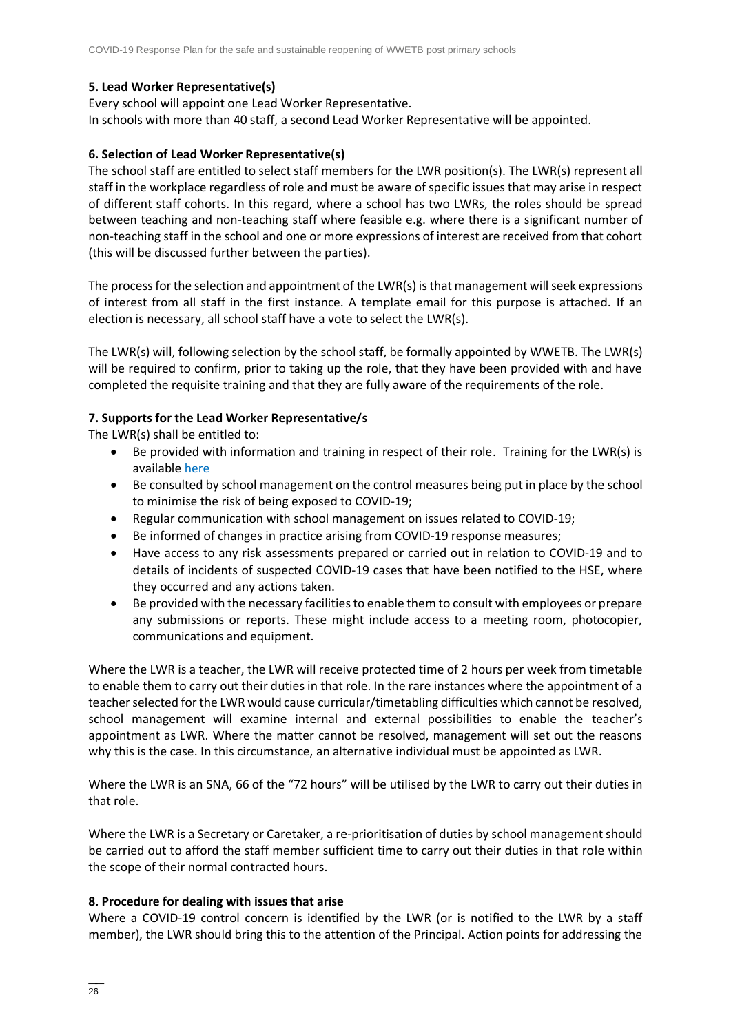**5. Lead Worker Representative(s)**

Every school will appoint one Lead Worker Representative.

In schools with more than 40 staff, a second Lead Worker Representative will be appointed.

**6. Selection of Lead Worker Representative(s)**

The school staff are entitled to select staff members for the LWR position(s). The LWR(s) represent all staff in the workplace regardless of role and must be aware of specific issues that may arise in respect of different staff cohorts. In this regard, where a school has two LWRs, the roles should be spread between teaching and non-teaching staff where feasible e.g. where there is a significant number of non-teaching staff in the school and one or more expressions of interest are received from that cohort (this will be discussed further between the parties).

The process for the selection and appointment of the LWR(s) is that management will seek expressions of interest from all staff in the first instance. A template email for this purpose is attached. If an election is necessary, all school staff have a vote to select the LWR(s).

The LWR(s) will, following selection by the school staff, be formally appointed by WWETB. The LWR(s) will be required to confirm, prior to taking up the role, that they have been provided with and have completed the requisite training and that they are fully aware of the requirements of the role.

**7. Supports for the Lead Worker Representative/s**

The LWR(s) shall be entitled to:

- Be provided with information and training in respect of their role. Training for the LWR(s) is available here
- Be consulted by school management on the control measures being put in place by the school to minimise the risk of being exposed to COVID-19;
- Regular communication with school management on issues related to COVID-19;
- Be informed of changes in practice arising from COVID-19 response measures;
- Have access to any risk assessments prepared or carried out in relation to COVID-19 and to details of incidents of suspected COVID-19 cases that have been notified to the HSE, where they occurred and any actions taken.
- Be provided with the necessary facilities to enable them to consult with employees or prepare any submissions or reports. These might include access to a meeting room, photocopier, communications and equipment.

Where the LWR is a teacher, the LWR will receive protected time of 2 hours per week from timetable to enable them to carry out their duties in that role. In the rare instances where the appointment of a teacher selected for the LWR would cause curricular/timetabling difficulties which cannot be resolved, school management will examine internal and external possibilities to enable the teacher's appointment as LWR. Where the matter cannot be resolved, management will set out the reasons why this is the case. In this circumstance, an alternative individual must be appointed as LWR.

Where the LWR is an SNA, 66 of the "72 hours" will be utilised by the LWR to carry out their duties in that role.

Where the LWR is a Secretary or Caretaker, a re-prioritisation of duties by school management should be carried out to afford the staff member sufficient time to carry out their duties in that role within the scope of their normal contracted hours.

**8. Procedure for dealing with issues that arise**

Where a COVID-19 control concern is identified by the LWR (or is notified to the LWR by a staff member), the LWR should bring this to the attention of the Principal. Action points for addressing the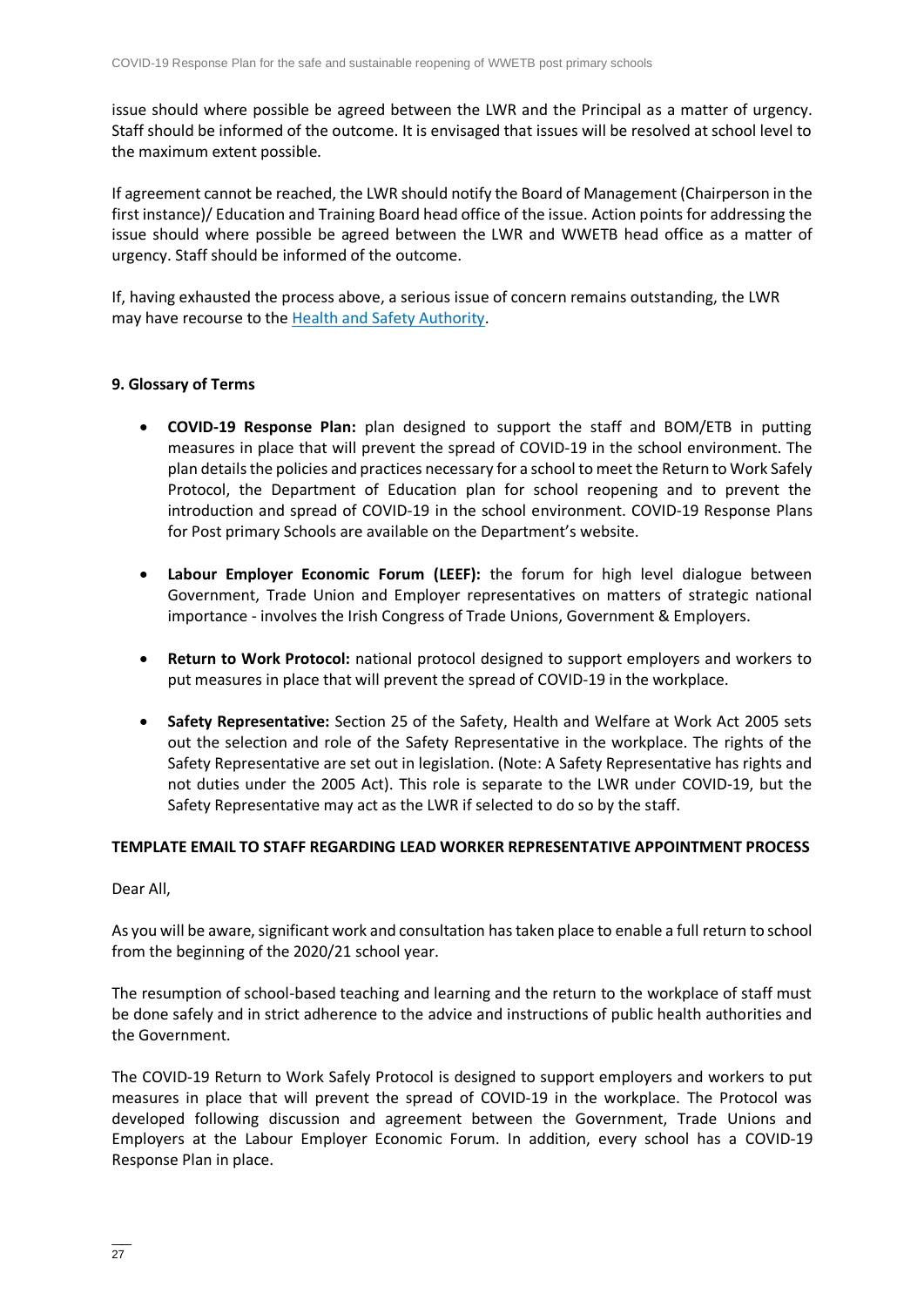issue should where possible be agreed between the LWR and the Principal as a matter of urgency. Staff should be informed of the outcome. It is envisaged that issues will be resolved at school level to the maximum extent possible.

If agreement cannot be reached, the LWR should notify the Board of Management (Chairperson in the first instance)/ Education and Training Board head office of the issue. Action points for addressing the issue should where possible be agreed between the LWR and WWETB head office as a matter of urgency. Staff should be informed of the outcome.

If, having exhausted the process above, a serious issue of concern remains outstanding, the LWR may have recourse to the Health and Safety Authority.

### 9. Glossary of Terms

- **COVID-19 Response Plan:** plan designed to support the staff and BOM/ETB in putting measures in place that will prevent the spread of COVID-19 in the school environment. The plan details the policies and practices necessary for a school to meet the Return to Work Safely Protocol, the Department of Education plan for school reopening and to prevent the introduction and spread of COVID-19 in the school environment. COVID-19 Response Plans for Post primary Schools are available on the Department's website.

- **Labour Employer Economic Forum (LEEF):** the forum for high level dialogue between Government, Trade Union and Employer representatives on matters of strategic national importance - involves the Irish Congress of Trade Unions, Government & Employers.

- **Return to Work Protocol:** national protocol designed to support employers and workers to put measures in place that will prevent the spread of COVID-19 in the workplace.

- **Safety Representative:** Section 25 of the Safety, Health and Welfare at Work Act 2005 sets out the selection and role of the Safety Representative in the workplace. The rights of the Safety Representative are set out in legislation. (Note: A Safety Representative has rights and not duties under the 2005 Act). This role is separate to the LWR under COVID-19, but the Safety Representative may act as the LWR if selected to do so by the staff.

**TEMPLATE EMAIL TO STAFF REGARDING LEAD WORKER REPRESENTATIVE APPOINTMENT PROCESS**

Dear All,

As you will be aware, significant work and consultation has taken place to enable a full return to school from the beginning of the 2020/21 school year.

The resumption of school-based teaching and learning and the return to the workplace of staff must be done safely and in strict adherence to the advice and instructions of public health authorities and the Government.

The COVID-19 Return to Work Safely Protocol is designed to support employers and workers to put measures in place that will prevent the spread of COVID-19 in the workplace. The Protocol was developed following discussion and agreement between the Government, Trade Unions and Employers at the Labour Employer Economic Forum. In addition, every school has a COVID-19 Response Plan in place.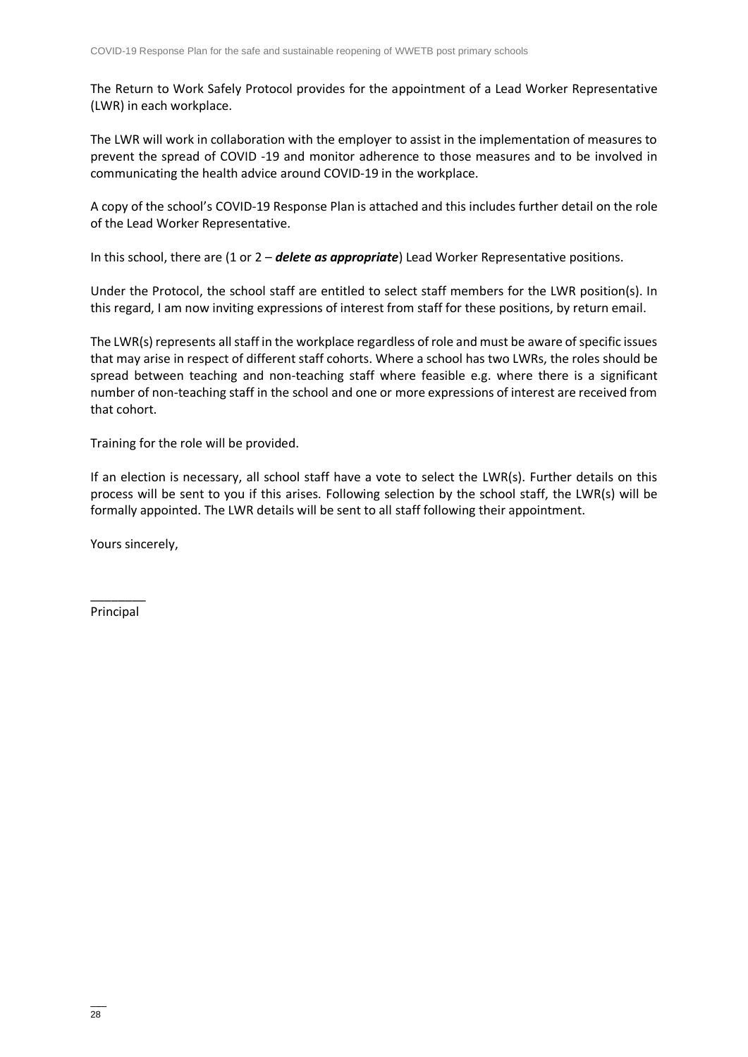The Return to Work Safely Protocol provides for the appointment of a Lead Worker Representative (LWR) in each workplace.

The LWR will work in collaboration with the employer to assist in the implementation of measures to prevent the spread of COVID -19 and monitor adherence to those measures and to be involved in communicating the health advice around COVID-19 in the workplace.

A copy of the school's COVID-19 Response Plan is attached and this includes further detail on the role of the Lead Worker Representative.

In this school, there are (1 or 2 – ***delete as appropriate***) Lead Worker Representative positions.

Under the Protocol, the school staff are entitled to select staff members for the LWR position(s). In this regard, I am now inviting expressions of interest from staff for these positions, by return email.

The LWR(s) represents all staff in the workplace regardless of role and must be aware of specific issues that may arise in respect of different staff cohorts. Where a school has two LWRs, the roles should be spread between teaching and non-teaching staff where feasible e.g. where there is a significant number of non-teaching staff in the school and one or more expressions of interest are received from that cohort.

Training for the role will be provided.

If an election is necessary, all school staff have a vote to select the LWR(s). Further details on this process will be sent to you if this arises. Following selection by the school staff, the LWR(s) will be formally appointed. The LWR details will be sent to all staff following their appointment.

Yours sincerely,

________
Principal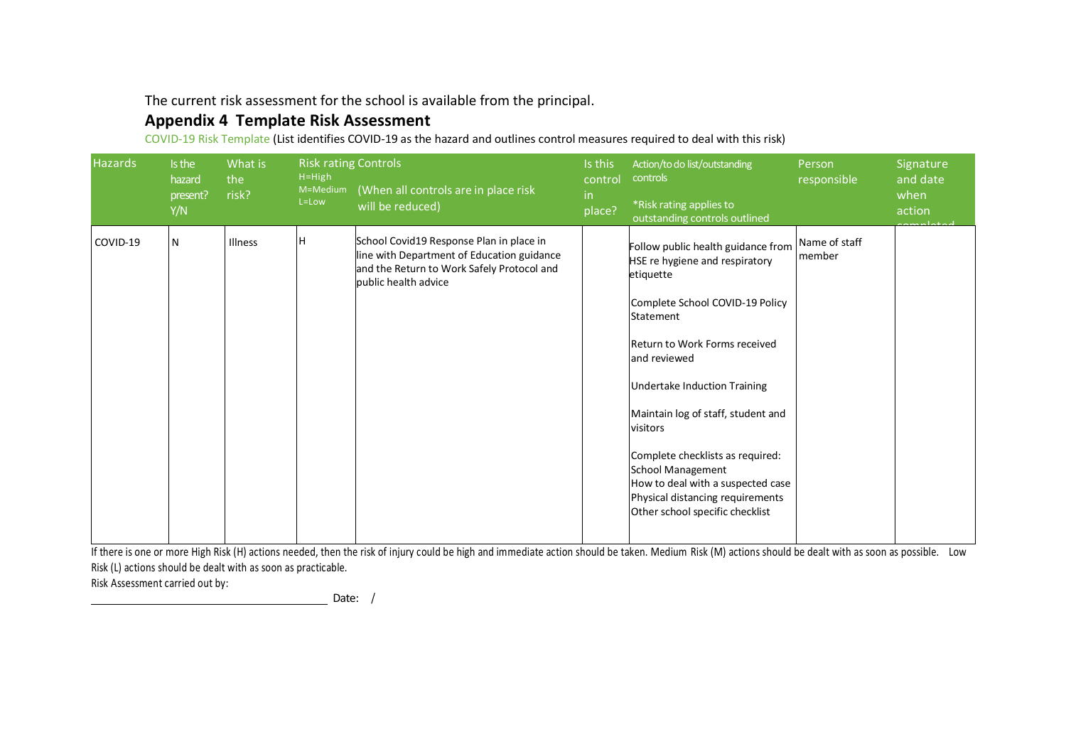The current risk assessment for the school is available from the principal.

## Appendix 4 Template Risk Assessment

COVID-19 Risk Template (List identifies COVID-19 as the hazard and outlines control measures required to deal with this risk)

| Hazards | Is the hazard present? Y/N | What is the risk? | Risk rating H=High M=Medium L=Low | Controls (When all controls are in place risk will be reduced) | Is this control in place? | Action/to do list/outstanding controls *Risk rating applies to outstanding controls outlined | Person responsible | Signature and date when action completed |
|---|---|---|---|---|---|---|---|---|
| COVID-19 | N | Illness | H | School Covid19 Response Plan in place in line with Department of Education guidance and the Return to Work Safely Protocol and public health advice | | Follow public health guidance from HSE re hygiene and respiratory etiquette<br><br>Complete School COVID-19 Policy Statement<br><br>Return to Work Forms received and reviewed<br><br>Undertake Induction Training<br><br>Maintain log of staff, student and visitors<br><br>Complete checklists as required:<br>School Management<br>How to deal with a suspected case<br>Physical distancing requirements<br>Other school specific checklist | Name of staff member | |

If there is one or more High Risk (H) actions needed, then the risk of injury could be high and immediate action should be taken. Medium Risk (M) actions should be dealt with as soon as possible. Low Risk (L) actions should be dealt with as soon as practicable.

Risk Assessment carried out by:

\_\_\_\_\_\_\_\_\_\_\_\_\_\_\_\_\_\_\_\_\_\_\_\_\_\_\_\_\_\_\_\_\_\_\_\_ Date: /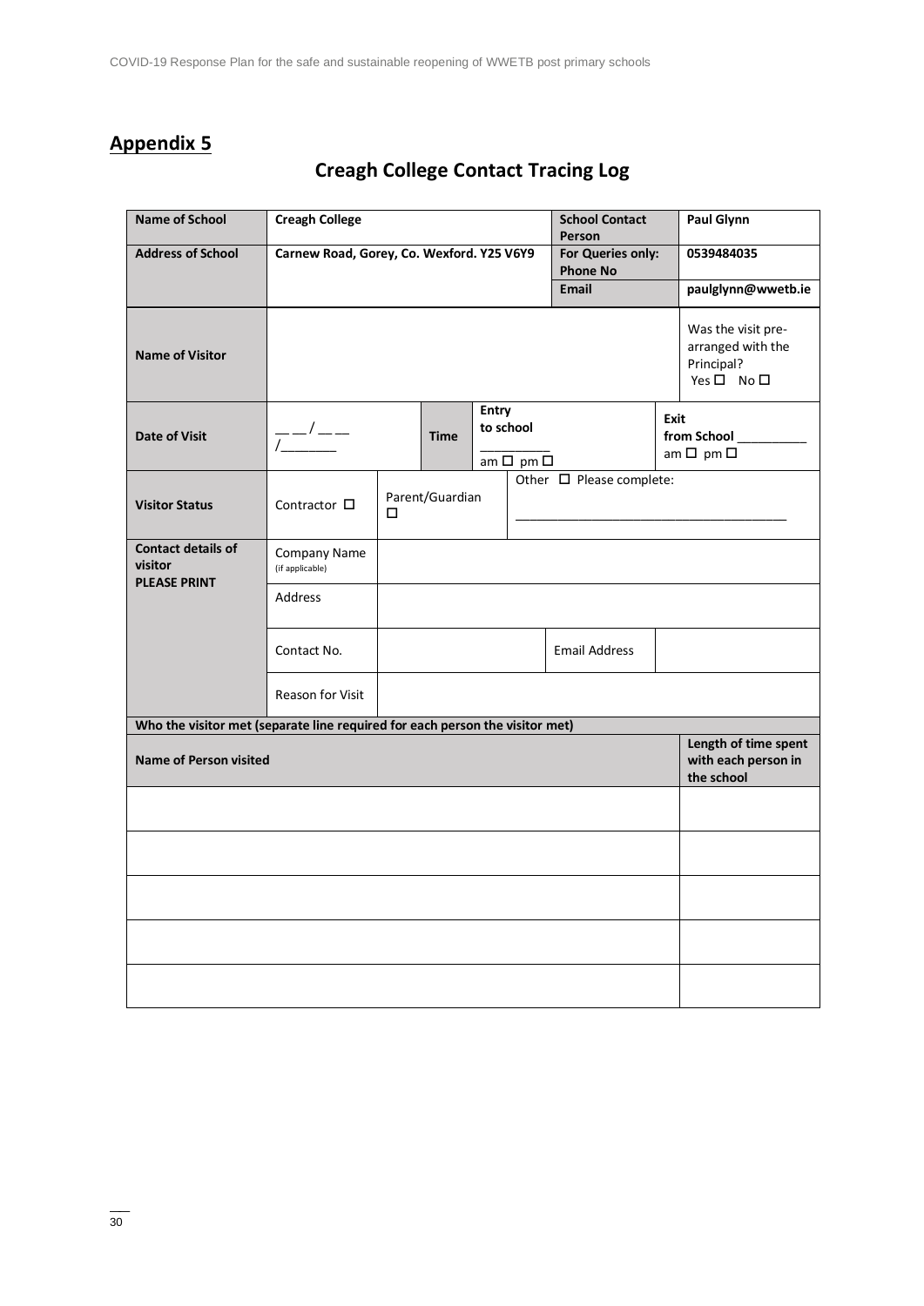## Appendix 5

# Creagh College Contact Tracing Log

| Name of School | Creagh College | | | | School Contact Person | Paul Glynn |
|---|---|---|---|---|---|---|
| Address of School | Carnew Road, Gorey, Co. Wexford. Y25 V6Y9 | | | | For Queries only: Phone No | 0539484035 |
| | | | | | Email | paulglynn@wwetb.ie |
| Name of Visitor | | | | | | Was the visit pre-arranged with the Principal? Yes ☐ No ☐ |
| Date of Visit | __ __ / __ __ /________ | | Time | Entry to school __________ am ☐ pm ☐ | | Exit from School __________ am ☐ pm ☐ |
| Visitor Status | Contractor ☐ | Parent/Guardian ☐ | | Other ☐ Please complete: ______________________________________ | | |
| Contact details of visitor PLEASE PRINT | Company Name (if applicable) | | | | | |
| | Address | | | | | |
| | Contact No. | | | | Email Address | |
| | Reason for Visit | | | | | |

**Who the visitor met (separate line required for each person the visitor met)**

| Name of Person visited | Length of time spent with each person in the school |
|---|---|
| | |
| | |
| | |
| | |
| | |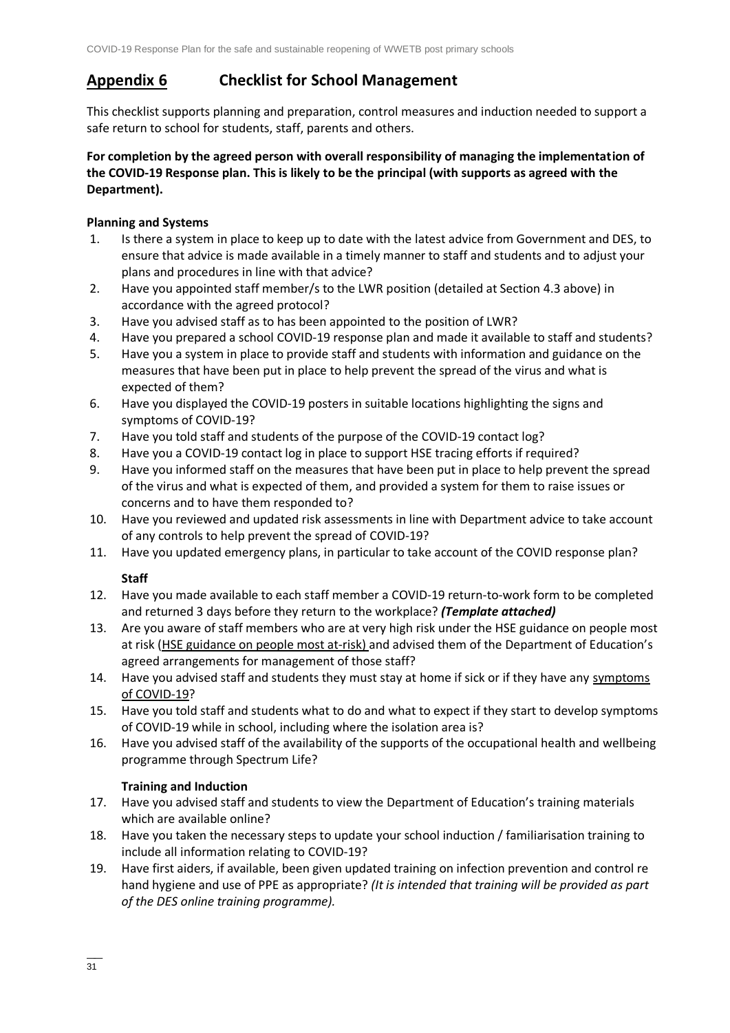## Appendix 6 Checklist for School Management

This checklist supports planning and preparation, control measures and induction needed to support a safe return to school for students, staff, parents and others.

**For completion by the agreed person with overall responsibility of managing the implementation of the COVID-19 Response plan. This is likely to be the principal (with supports as agreed with the Department).**

**Planning and Systems**

1. Is there a system in place to keep up to date with the latest advice from Government and DES, to ensure that advice is made available in a timely manner to staff and students and to adjust your plans and procedures in line with that advice?
2. Have you appointed staff member/s to the LWR position (detailed at Section 4.3 above) in accordance with the agreed protocol?
3. Have you advised staff as to has been appointed to the position of LWR?
4. Have you prepared a school COVID-19 response plan and made it available to staff and students?
5. Have you a system in place to provide staff and students with information and guidance on the measures that have been put in place to help prevent the spread of the virus and what is expected of them?
6. Have you displayed the COVID-19 posters in suitable locations highlighting the signs and symptoms of COVID-19?
7. Have you told staff and students of the purpose of the COVID-19 contact log?
8. Have you a COVID-19 contact log in place to support HSE tracing efforts if required?
9. Have you informed staff on the measures that have been put in place to help prevent the spread of the virus and what is expected of them, and provided a system for them to raise issues or concerns and to have them responded to?
10. Have you reviewed and updated risk assessments in line with Department advice to take account of any controls to help prevent the spread of COVID-19?
11. Have you updated emergency plans, in particular to take account of the COVID response plan?

**Staff**

12. Have you made available to each staff member a COVID-19 return-to-work form to be completed and returned 3 days before they return to the workplace? ***(Template attached)***
13. Are you aware of staff members who are at very high risk under the HSE guidance on people most at risk (HSE guidance on people most at-risk) and advised them of the Department of Education's agreed arrangements for management of those staff?
14. Have you advised staff and students they must stay at home if sick or if they have any symptoms of COVID-19?
15. Have you told staff and students what to do and what to expect if they start to develop symptoms of COVID-19 while in school, including where the isolation area is?
16. Have you advised staff of the availability of the supports of the occupational health and wellbeing programme through Spectrum Life?

**Training and Induction**

17. Have you advised staff and students to view the Department of Education's training materials which are available online?
18. Have you taken the necessary steps to update your school induction / familiarisation training to include all information relating to COVID-19?
19. Have first aiders, if available, been given updated training on infection prevention and control re hand hygiene and use of PPE as appropriate? *(It is intended that training will be provided as part of the DES online training programme).*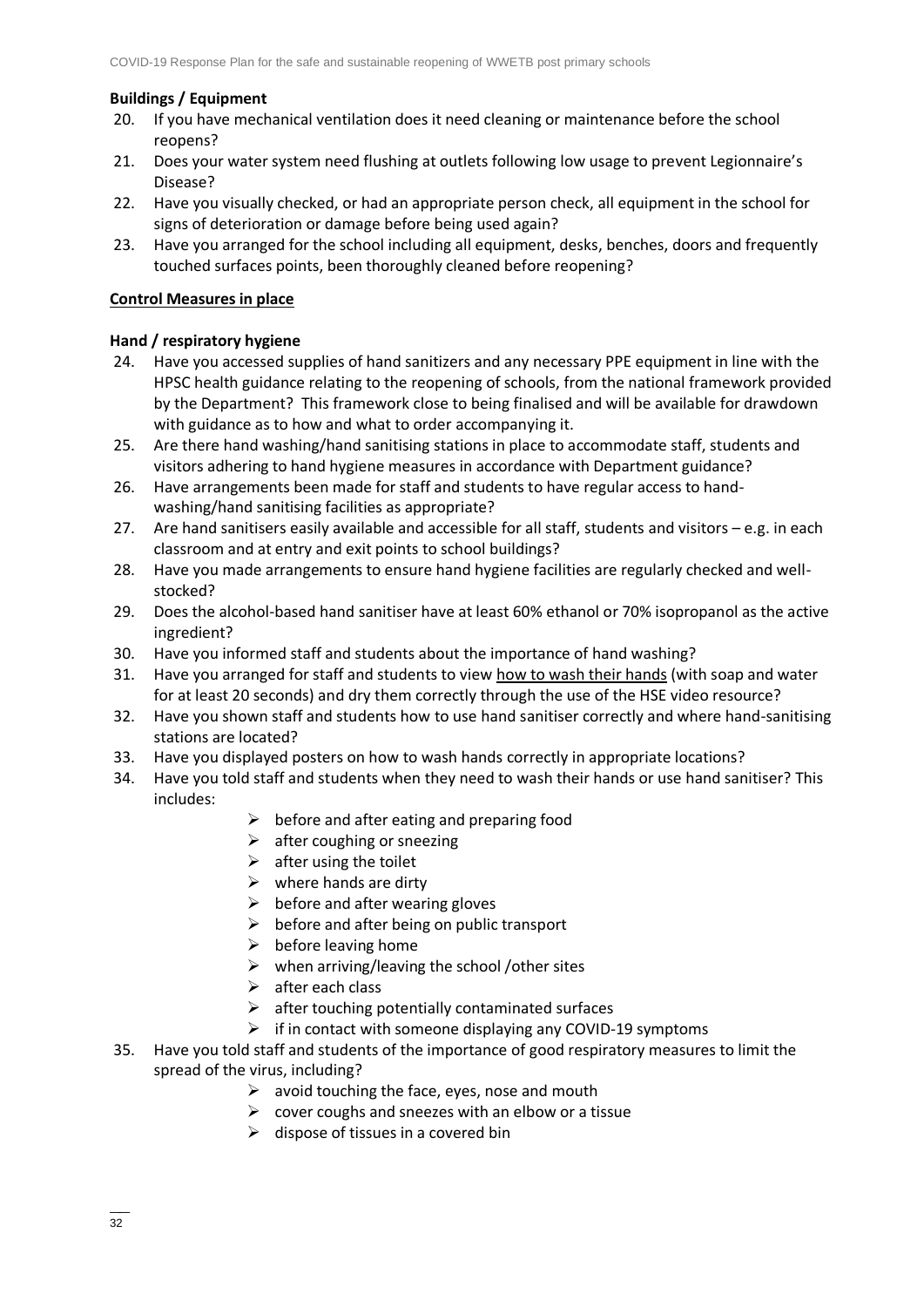**Buildings / Equipment**

20. If you have mechanical ventilation does it need cleaning or maintenance before the school reopens?
21. Does your water system need flushing at outlets following low usage to prevent Legionnaire's Disease?
22. Have you visually checked, or had an appropriate person check, all equipment in the school for signs of deterioration or damage before being used again?
23. Have you arranged for the school including all equipment, desks, benches, doors and frequently touched surfaces points, been thoroughly cleaned before reopening?

**Control Measures in place**

**Hand / respiratory hygiene**

24. Have you accessed supplies of hand sanitizers and any necessary PPE equipment in line with the HPSC health guidance relating to the reopening of schools, from the national framework provided by the Department? This framework close to being finalised and will be available for drawdown with guidance as to how and what to order accompanying it.
25. Are there hand washing/hand sanitising stations in place to accommodate staff, students and visitors adhering to hand hygiene measures in accordance with Department guidance?
26. Have arrangements been made for staff and students to have regular access to hand-washing/hand sanitising facilities as appropriate?
27. Are hand sanitisers easily available and accessible for all staff, students and visitors – e.g. in each classroom and at entry and exit points to school buildings?
28. Have you made arrangements to ensure hand hygiene facilities are regularly checked and well-stocked?
29. Does the alcohol-based hand sanitiser have at least 60% ethanol or 70% isopropanol as the active ingredient?
30. Have you informed staff and students about the importance of hand washing?
31. Have you arranged for staff and students to view how to wash their hands (with soap and water for at least 20 seconds) and dry them correctly through the use of the HSE video resource?
32. Have you shown staff and students how to use hand sanitiser correctly and where hand-sanitising stations are located?
33. Have you displayed posters on how to wash hands correctly in appropriate locations?
34. Have you told staff and students when they need to wash their hands or use hand sanitiser? This includes:
    - before and after eating and preparing food
    - after coughing or sneezing
    - after using the toilet
    - where hands are dirty
    - before and after wearing gloves
    - before and after being on public transport
    - before leaving home
    - when arriving/leaving the school /other sites
    - after each class
    - after touching potentially contaminated surfaces
    - if in contact with someone displaying any COVID-19 symptoms
35. Have you told staff and students of the importance of good respiratory measures to limit the spread of the virus, including?
    - avoid touching the face, eyes, nose and mouth
    - cover coughs and sneezes with an elbow or a tissue
    - dispose of tissues in a covered bin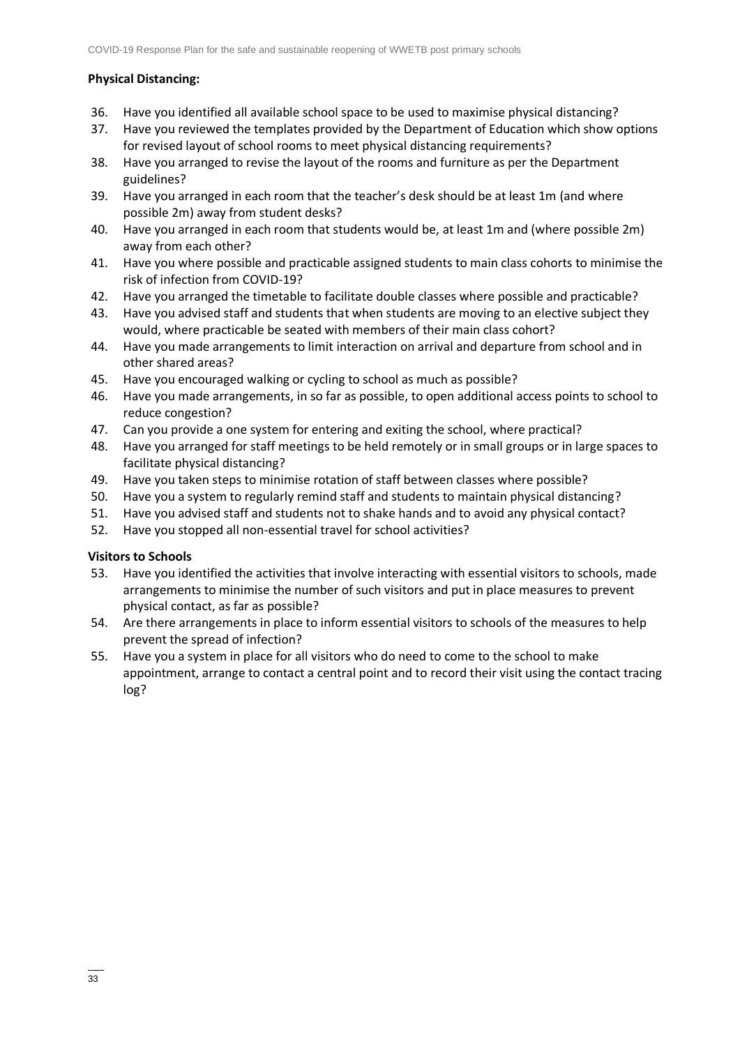**Physical Distancing:**

36. Have you identified all available school space to be used to maximise physical distancing?
37. Have you reviewed the templates provided by the Department of Education which show options for revised layout of school rooms to meet physical distancing requirements?
38. Have you arranged to revise the layout of the rooms and furniture as per the Department guidelines?
39. Have you arranged in each room that the teacher's desk should be at least 1m (and where possible 2m) away from student desks?
40. Have you arranged in each room that students would be, at least 1m and (where possible 2m) away from each other?
41. Have you where possible and practicable assigned students to main class cohorts to minimise the risk of infection from COVID-19?
42. Have you arranged the timetable to facilitate double classes where possible and practicable?
43. Have you advised staff and students that when students are moving to an elective subject they would, where practicable be seated with members of their main class cohort?
44. Have you made arrangements to limit interaction on arrival and departure from school and in other shared areas?
45. Have you encouraged walking or cycling to school as much as possible?
46. Have you made arrangements, in so far as possible, to open additional access points to school to reduce congestion?
47. Can you provide a one system for entering and exiting the school, where practical?
48. Have you arranged for staff meetings to be held remotely or in small groups or in large spaces to facilitate physical distancing?
49. Have you taken steps to minimise rotation of staff between classes where possible?
50. Have you a system to regularly remind staff and students to maintain physical distancing?
51. Have you advised staff and students not to shake hands and to avoid any physical contact?
52. Have you stopped all non-essential travel for school activities?

**Visitors to Schools**

53. Have you identified the activities that involve interacting with essential visitors to schools, made arrangements to minimise the number of such visitors and put in place measures to prevent physical contact, as far as possible?
54. Are there arrangements in place to inform essential visitors to schools of the measures to help prevent the spread of infection?
55. Have you a system in place for all visitors who do need to come to the school to make appointment, arrange to contact a central point and to record their visit using the contact tracing log?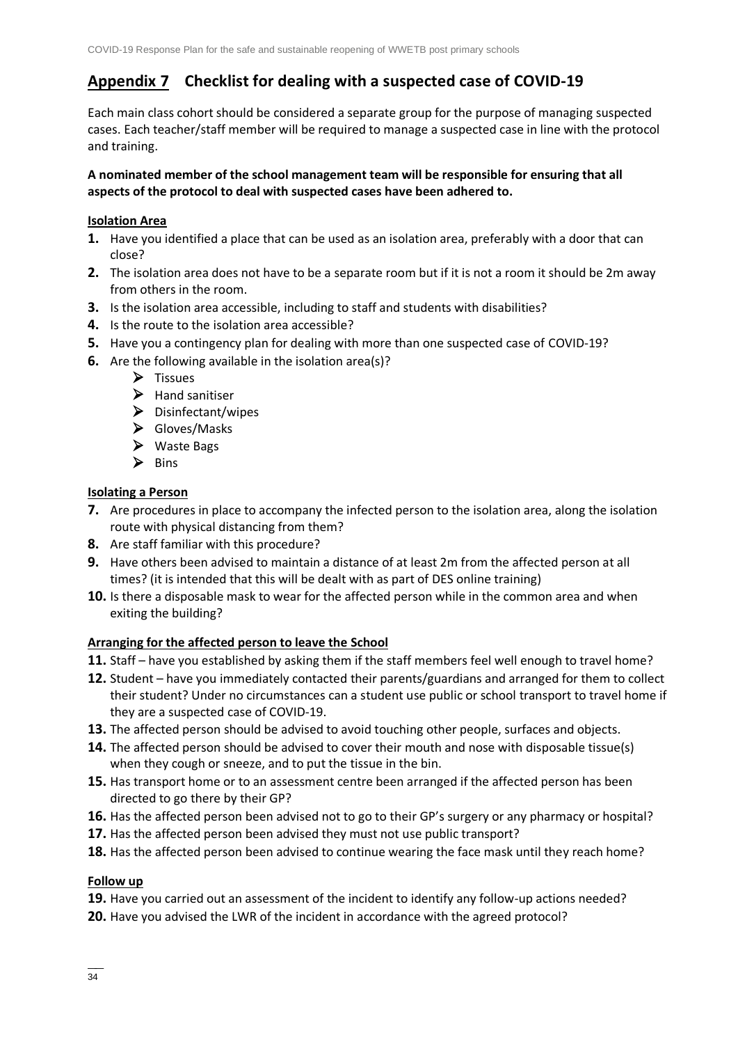## Appendix 7 Checklist for dealing with a suspected case of COVID-19

Each main class cohort should be considered a separate group for the purpose of managing suspected cases. Each teacher/staff member will be required to manage a suspected case in line with the protocol and training.

**A nominated member of the school management team will be responsible for ensuring that all aspects of the protocol to deal with suspected cases have been adhered to.**

### Isolation Area

1. Have you identified a place that can be used as an isolation area, preferably with a door that can close?
2. The isolation area does not have to be a separate room but if it is not a room it should be 2m away from others in the room.
3. Is the isolation area accessible, including to staff and students with disabilities?
4. Is the route to the isolation area accessible?
5. Have you a contingency plan for dealing with more than one suspected case of COVID-19?
6. Are the following available in the isolation area(s)?
   - Tissues
   - Hand sanitiser
   - Disinfectant/wipes
   - Gloves/Masks
   - Waste Bags
   - Bins

### Isolating a Person

7. Are procedures in place to accompany the infected person to the isolation area, along the isolation route with physical distancing from them?
8. Are staff familiar with this procedure?
9. Have others been advised to maintain a distance of at least 2m from the affected person at all times? (it is intended that this will be dealt with as part of DES online training)
10. Is there a disposable mask to wear for the affected person while in the common area and when exiting the building?

### Arranging for the affected person to leave the School

11. Staff – have you established by asking them if the staff members feel well enough to travel home?
12. Student – have you immediately contacted their parents/guardians and arranged for them to collect their student? Under no circumstances can a student use public or school transport to travel home if they are a suspected case of COVID-19.
13. The affected person should be advised to avoid touching other people, surfaces and objects.
14. The affected person should be advised to cover their mouth and nose with disposable tissue(s) when they cough or sneeze, and to put the tissue in the bin.
15. Has transport home or to an assessment centre been arranged if the affected person has been directed to go there by their GP?
16. Has the affected person been advised not to go to their GP's surgery or any pharmacy or hospital?
17. Has the affected person been advised they must not use public transport?
18. Has the affected person been advised to continue wearing the face mask until they reach home?

### Follow up

19. Have you carried out an assessment of the incident to identify any follow-up actions needed?
20. Have you advised the LWR of the incident in accordance with the agreed protocol?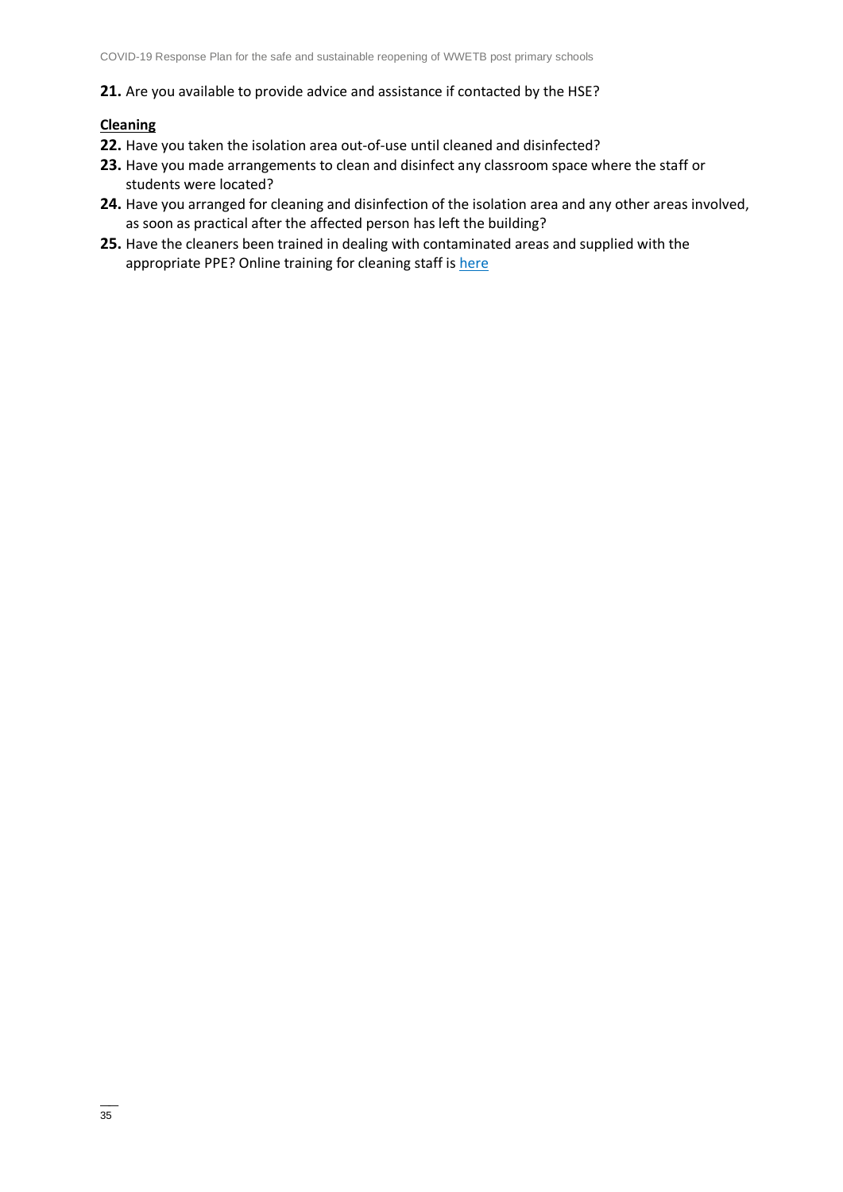**21.** Are you available to provide advice and assistance if contacted by the HSE?

**Cleaning**

**22.** Have you taken the isolation area out-of-use until cleaned and disinfected?

**23.** Have you made arrangements to clean and disinfect any classroom space where the staff or students were located?

**24.** Have you arranged for cleaning and disinfection of the isolation area and any other areas involved, as soon as practical after the affected person has left the building?

**25.** Have the cleaners been trained in dealing with contaminated areas and supplied with the appropriate PPE? Online training for cleaning staff is here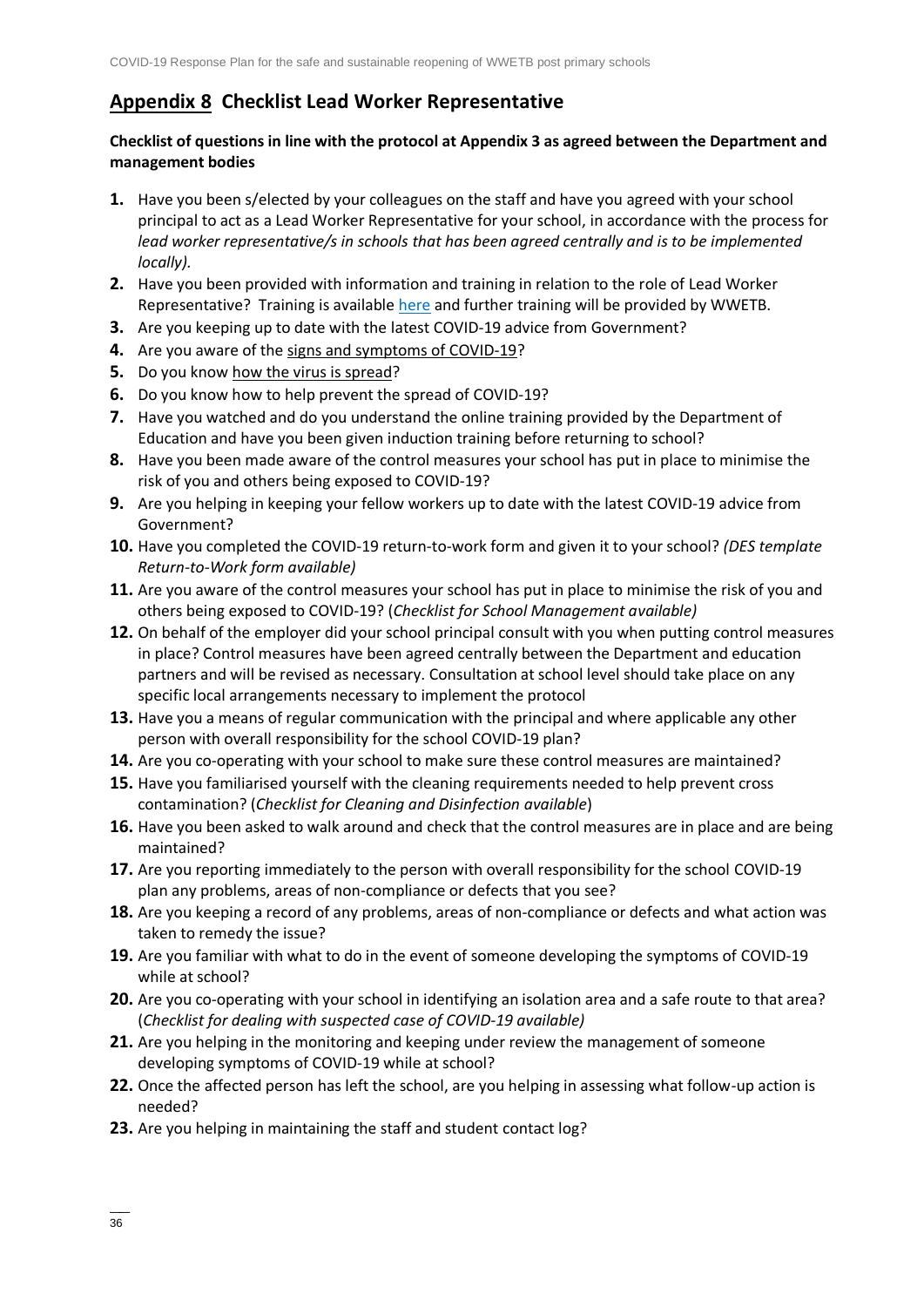## Appendix 8 Checklist Lead Worker Representative

**Checklist of questions in line with the protocol at Appendix 3 as agreed between the Department and management bodies**

1. Have you been s/elected by your colleagues on the staff and have you agreed with your school principal to act as a Lead Worker Representative for your school, in accordance with the process for *lead worker representative/s in schools that has been agreed centrally and is to be implemented locally).*
2. Have you been provided with information and training in relation to the role of Lead Worker Representative? Training is available here and further training will be provided by WWETB.
3. Are you keeping up to date with the latest COVID-19 advice from Government?
4. Are you aware of the signs and symptoms of COVID-19?
5. Do you know how the virus is spread?
6. Do you know how to help prevent the spread of COVID-19?
7. Have you watched and do you understand the online training provided by the Department of Education and have you been given induction training before returning to school?
8. Have you been made aware of the control measures your school has put in place to minimise the risk of you and others being exposed to COVID-19?
9. Are you helping in keeping your fellow workers up to date with the latest COVID-19 advice from Government?
10. Have you completed the COVID-19 return-to-work form and given it to your school? *(DES template Return-to-Work form available)*
11. Are you aware of the control measures your school has put in place to minimise the risk of you and others being exposed to COVID-19? (*Checklist for School Management available)*
12. On behalf of the employer did your school principal consult with you when putting control measures in place? Control measures have been agreed centrally between the Department and education partners and will be revised as necessary. Consultation at school level should take place on any specific local arrangements necessary to implement the protocol
13. Have you a means of regular communication with the principal and where applicable any other person with overall responsibility for the school COVID-19 plan?
14. Are you co-operating with your school to make sure these control measures are maintained?
15. Have you familiarised yourself with the cleaning requirements needed to help prevent cross contamination? (*Checklist for Cleaning and Disinfection available*)
16. Have you been asked to walk around and check that the control measures are in place and are being maintained?
17. Are you reporting immediately to the person with overall responsibility for the school COVID-19 plan any problems, areas of non-compliance or defects that you see?
18. Are you keeping a record of any problems, areas of non-compliance or defects and what action was taken to remedy the issue?
19. Are you familiar with what to do in the event of someone developing the symptoms of COVID-19 while at school?
20. Are you co-operating with your school in identifying an isolation area and a safe route to that area? (*Checklist for dealing with suspected case of COVID-19 available)*
21. Are you helping in the monitoring and keeping under review the management of someone developing symptoms of COVID-19 while at school?
22. Once the affected person has left the school, are you helping in assessing what follow-up action is needed?
23. Are you helping in maintaining the staff and student contact log?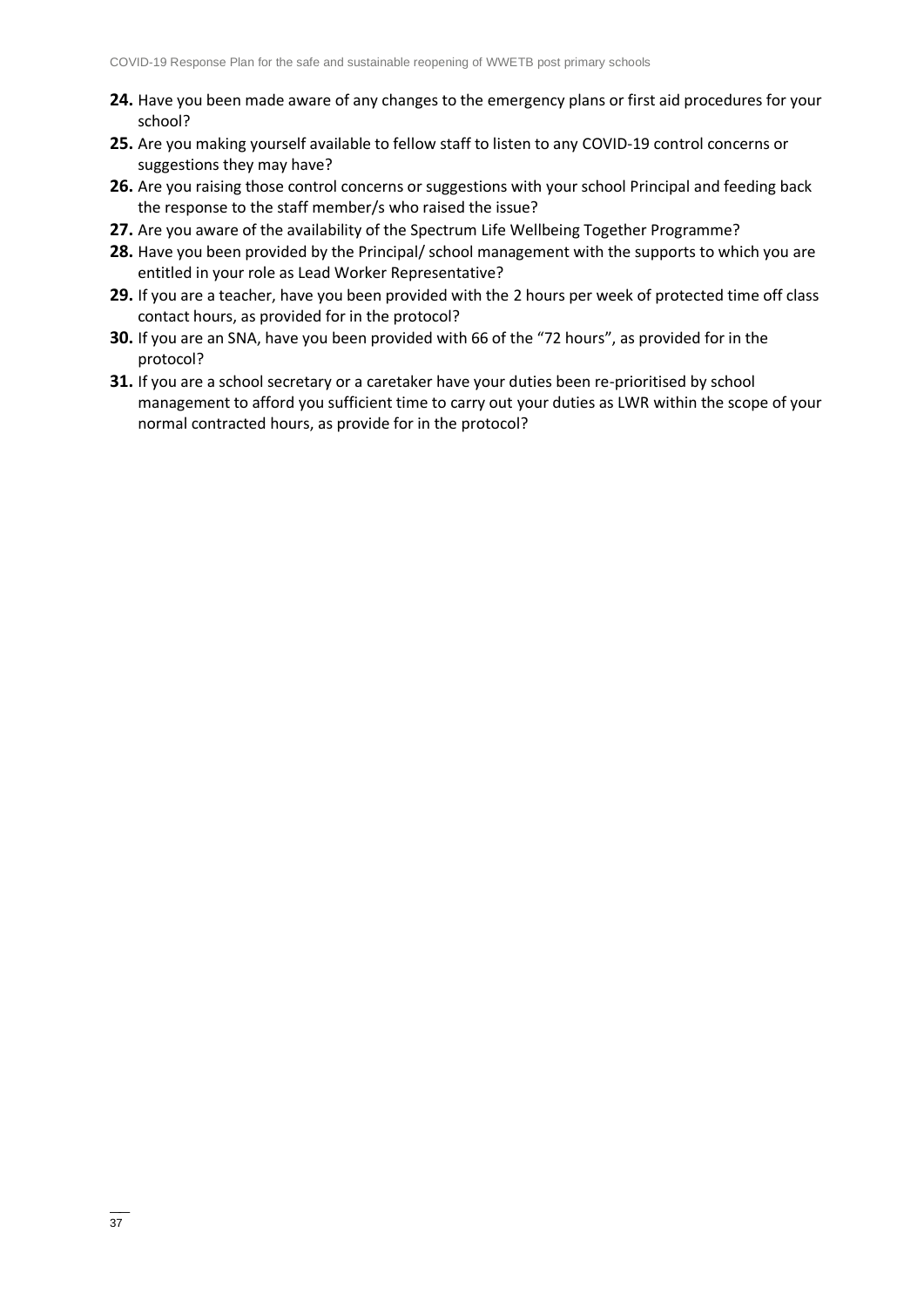**24.** Have you been made aware of any changes to the emergency plans or first aid procedures for your school?

**25.** Are you making yourself available to fellow staff to listen to any COVID-19 control concerns or suggestions they may have?

**26.** Are you raising those control concerns or suggestions with your school Principal and feeding back the response to the staff member/s who raised the issue?

**27.** Are you aware of the availability of the Spectrum Life Wellbeing Together Programme?

**28.** Have you been provided by the Principal/ school management with the supports to which you are entitled in your role as Lead Worker Representative?

**29.** If you are a teacher, have you been provided with the 2 hours per week of protected time off class contact hours, as provided for in the protocol?

**30.** If you are an SNA, have you been provided with 66 of the "72 hours", as provided for in the protocol?

**31.** If you are a school secretary or a caretaker have your duties been re-prioritised by school management to afford you sufficient time to carry out your duties as LWR within the scope of your normal contracted hours, as provide for in the protocol?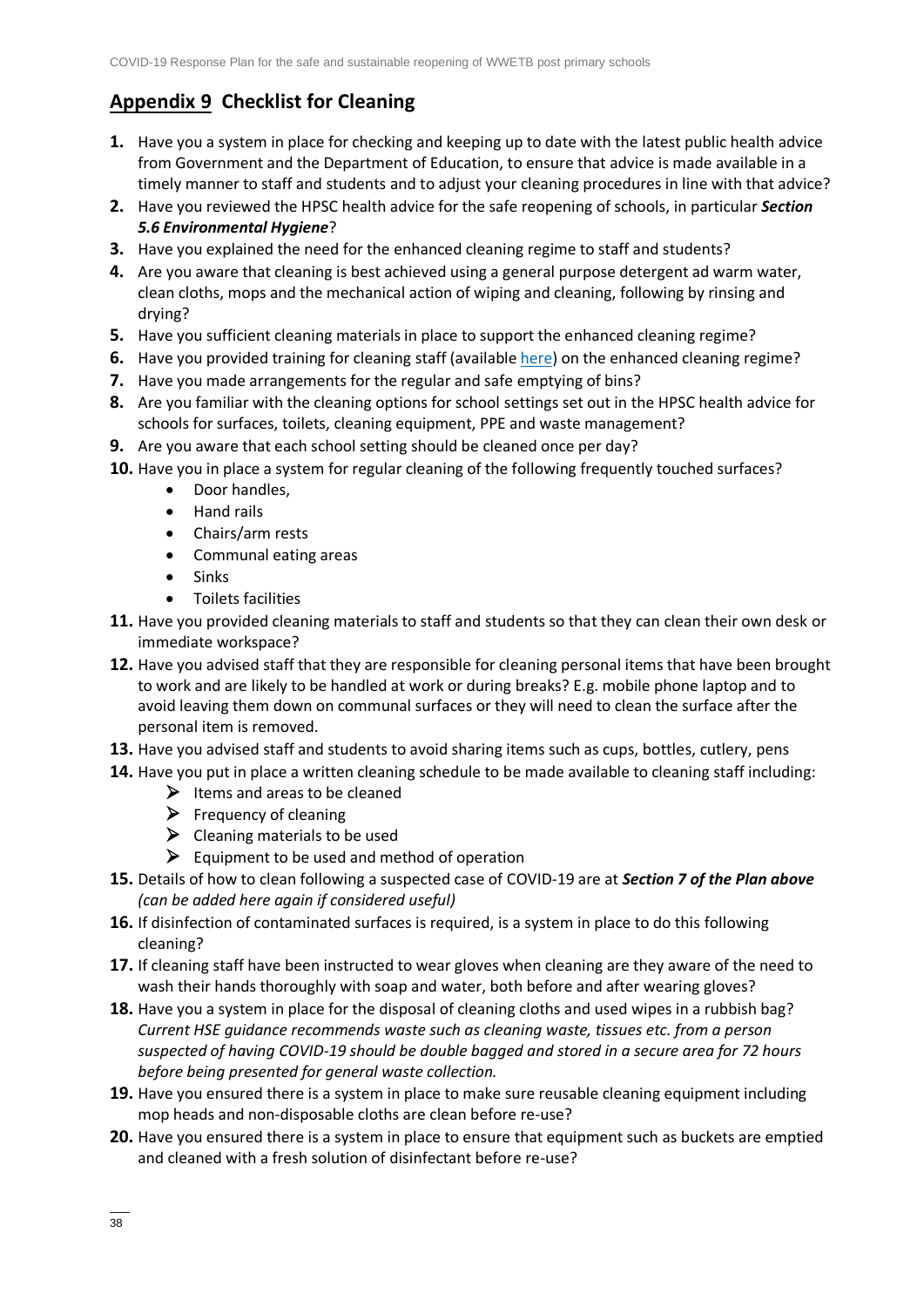## **Appendix 9** Checklist for Cleaning

1. Have you a system in place for checking and keeping up to date with the latest public health advice from Government and the Department of Education, to ensure that advice is made available in a timely manner to staff and students and to adjust your cleaning procedures in line with that advice?
2. Have you reviewed the HPSC health advice for the safe reopening of schools, in particular ***Section 5.6 Environmental Hygiene***?
3. Have you explained the need for the enhanced cleaning regime to staff and students?
4. Are you aware that cleaning is best achieved using a general purpose detergent ad warm water, clean cloths, mops and the mechanical action of wiping and cleaning, following by rinsing and drying?
5. Have you sufficient cleaning materials in place to support the enhanced cleaning regime?
6. Have you provided training for cleaning staff (available here) on the enhanced cleaning regime?
7. Have you made arrangements for the regular and safe emptying of bins?
8. Are you familiar with the cleaning options for school settings set out in the HPSC health advice for schools for surfaces, toilets, cleaning equipment, PPE and waste management?
9. Are you aware that each school setting should be cleaned once per day?
10. Have you in place a system for regular cleaning of the following frequently touched surfaces?
    - Door handles,
    - Hand rails
    - Chairs/arm rests
    - Communal eating areas
    - Sinks
    - Toilets facilities
11. Have you provided cleaning materials to staff and students so that they can clean their own desk or immediate workspace?
12. Have you advised staff that they are responsible for cleaning personal items that have been brought to work and are likely to be handled at work or during breaks? E.g. mobile phone laptop and to avoid leaving them down on communal surfaces or they will need to clean the surface after the personal item is removed.
13. Have you advised staff and students to avoid sharing items such as cups, bottles, cutlery, pens
14. Have you put in place a written cleaning schedule to be made available to cleaning staff including:
    - Items and areas to be cleaned
    - Frequency of cleaning
    - Cleaning materials to be used
    - Equipment to be used and method of operation
15. Details of how to clean following a suspected case of COVID-19 are at ***Section 7 of the Plan above*** *(can be added here again if considered useful)*
16. If disinfection of contaminated surfaces is required, is a system in place to do this following cleaning?
17. If cleaning staff have been instructed to wear gloves when cleaning are they aware of the need to wash their hands thoroughly with soap and water, both before and after wearing gloves?
18. Have you a system in place for the disposal of cleaning cloths and used wipes in a rubbish bag? *Current HSE guidance recommends waste such as cleaning waste, tissues etc. from a person suspected of having COVID-19 should be double bagged and stored in a secure area for 72 hours before being presented for general waste collection.*
19. Have you ensured there is a system in place to make sure reusable cleaning equipment including mop heads and non-disposable cloths are clean before re-use?
20. Have you ensured there is a system in place to ensure that equipment such as buckets are emptied and cleaned with a fresh solution of disinfectant before re-use?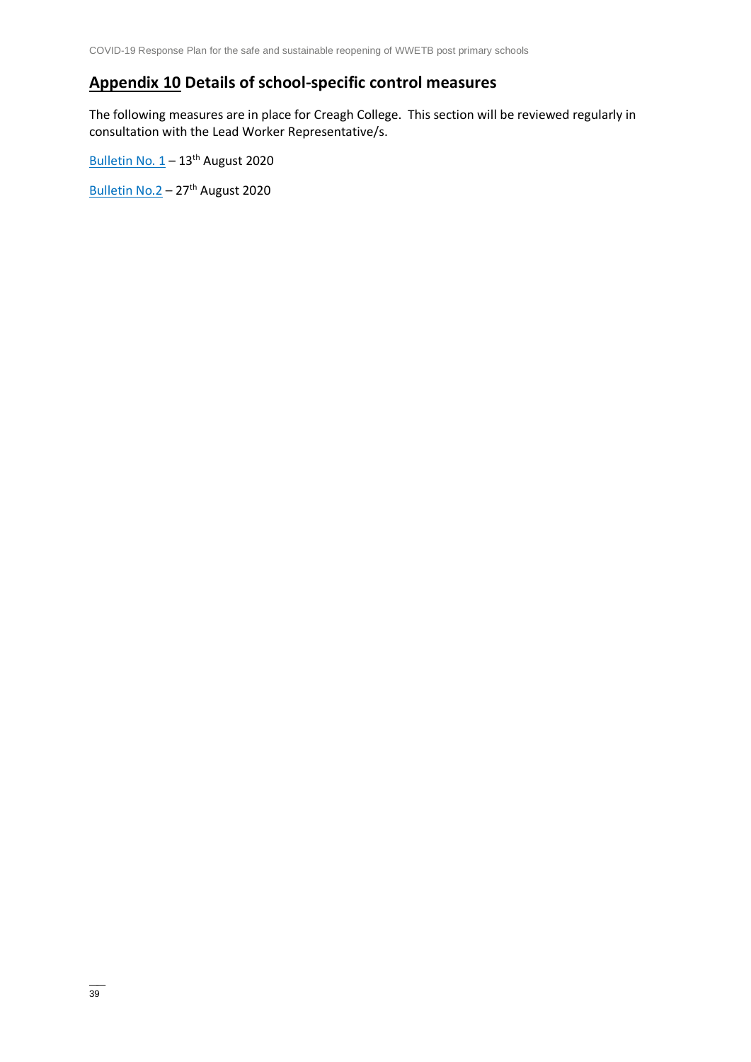## **Appendix 10** Details of school-specific control measures

The following measures are in place for Creagh College. This section will be reviewed regularly in consultation with the Lead Worker Representative/s.

Bulletin No. 1 – 13th August 2020

Bulletin No.2 – 27th August 2020